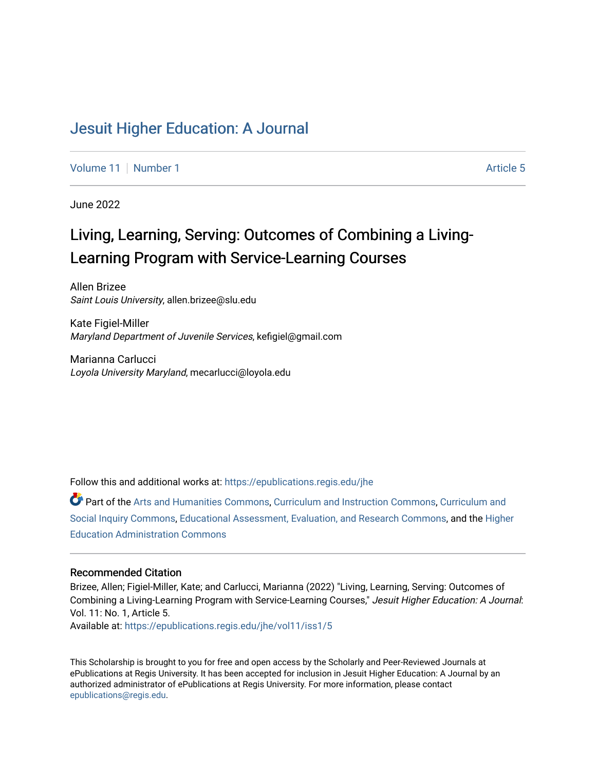# Jesuit Higher Education: A Journal

Volume 11 | Number 1 — Article 5

June 2022

## Living, Learning, Serving: Outcomes of Combining a Living-Learning Program with Service-Learning Courses

Allen Brizee
*Saint Louis University*, allen.brizee@slu.edu

Kate Figiel-Miller
*Maryland Department of Juvenile Services*, kefigiel@gmail.com

Marianna Carlucci
*Loyola University Maryland*, mecarlucci@loyola.edu

Follow this and additional works at: https://epublications.regis.edu/jhe

Part of the Arts and Humanities Commons, Curriculum and Instruction Commons, Curriculum and Social Inquiry Commons, Educational Assessment, Evaluation, and Research Commons, and the Higher Education Administration Commons

### Recommended Citation

Brizee, Allen; Figiel-Miller, Kate; and Carlucci, Marianna (2022) "Living, Learning, Serving: Outcomes of Combining a Living-Learning Program with Service-Learning Courses," *Jesuit Higher Education: A Journal*: Vol. 11: No. 1, Article 5.
Available at: https://epublications.regis.edu/jhe/vol11/iss1/5

This Scholarship is brought to you for free and open access by the Scholarly and Peer-Reviewed Journals at ePublications at Regis University. It has been accepted for inclusion in Jesuit Higher Education: A Journal by an authorized administrator of ePublications at Regis University. For more information, please contact epublications@regis.edu.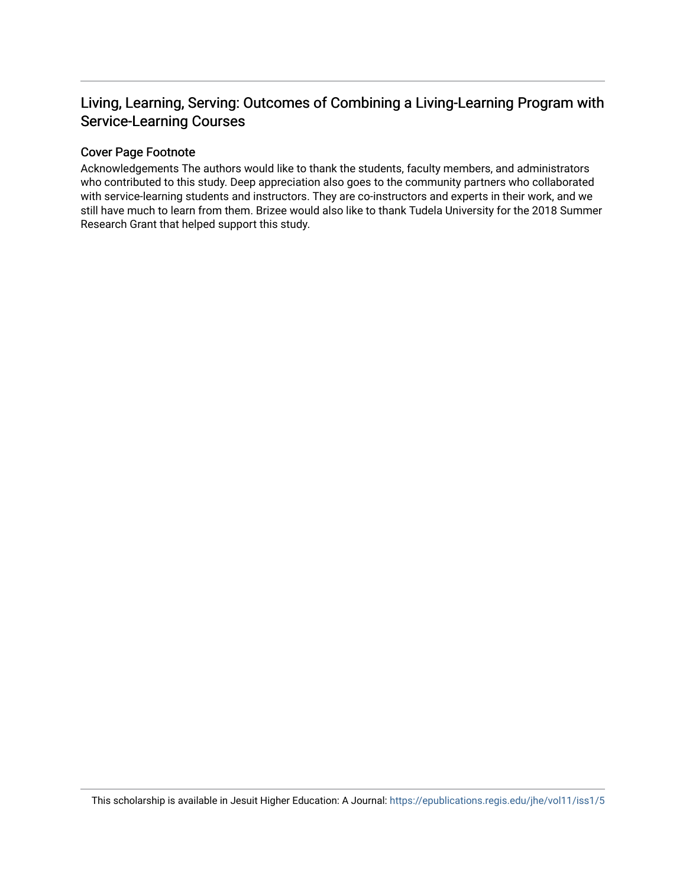# Living, Learning, Serving: Outcomes of Combining a Living-Learning Program with Service-Learning Courses

## Cover Page Footnote

Acknowledgements The authors would like to thank the students, faculty members, and administrators who contributed to this study. Deep appreciation also goes to the community partners who collaborated with service-learning students and instructors. They are co-instructors and experts in their work, and we still have much to learn from them. Brizee would also like to thank Tudela University for the 2018 Summer Research Grant that helped support this study.

This scholarship is available in Jesuit Higher Education: A Journal: https://epublications.regis.edu/jhe/vol11/iss1/5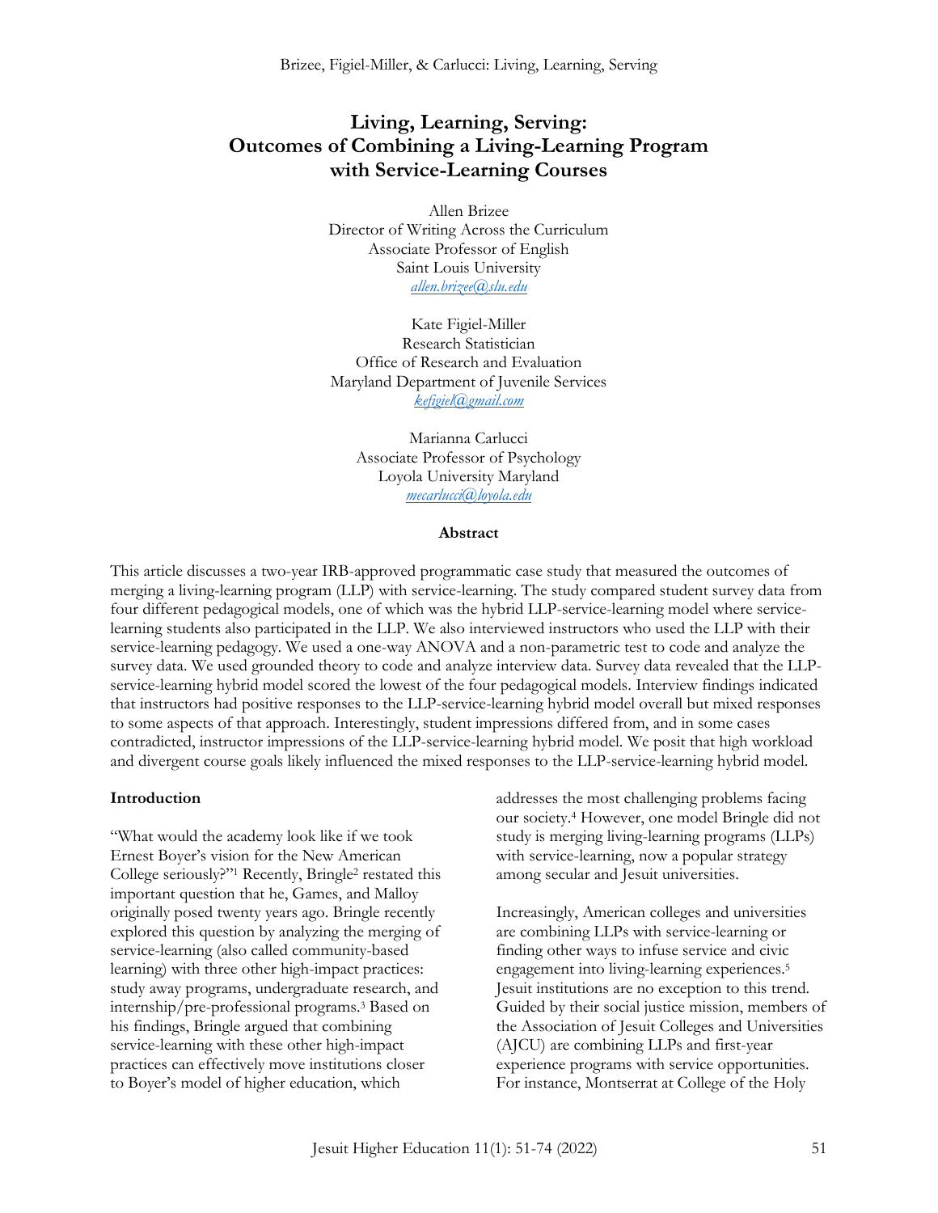# Living, Learning, Serving: Outcomes of Combining a Living-Learning Program with Service-Learning Courses

Allen Brizee
Director of Writing Across the Curriculum
Associate Professor of English
Saint Louis University
*allen.brizee@slu.edu*

Kate Figiel-Miller
Research Statistician
Office of Research and Evaluation
Maryland Department of Juvenile Services
*kefigiel@gmail.com*

Marianna Carlucci
Associate Professor of Psychology
Loyola University Maryland
*mecarlucci@loyola.edu*

## Abstract

This article discusses a two-year IRB-approved programmatic case study that measured the outcomes of merging a living-learning program (LLP) with service-learning. The study compared student survey data from four different pedagogical models, one of which was the hybrid LLP-service-learning model where service-learning students also participated in the LLP. We also interviewed instructors who used the LLP with their service-learning pedagogy. We used a one-way ANOVA and a non-parametric test to code and analyze the survey data. We used grounded theory to code and analyze interview data. Survey data revealed that the LLP-service-learning hybrid model scored the lowest of the four pedagogical models. Interview findings indicated that instructors had positive responses to the LLP-service-learning hybrid model overall but mixed responses to some aspects of that approach. Interestingly, student impressions differed from, and in some cases contradicted, instructor impressions of the LLP-service-learning hybrid model. We posit that high workload and divergent course goals likely influenced the mixed responses to the LLP-service-learning hybrid model.

## Introduction

"What would the academy look like if we took Ernest Boyer's vision for the New American College seriously?"[1] Recently, Bringle[2] restated this important question that he, Games, and Malloy originally posed twenty years ago. Bringle recently explored this question by analyzing the merging of service-learning (also called community-based learning) with three other high-impact practices: study away programs, undergraduate research, and internship/pre-professional programs.[3] Based on his findings, Bringle argued that combining service-learning with these other high-impact practices can effectively move institutions closer to Boyer's model of higher education, which addresses the most challenging problems facing our society.[4] However, one model Bringle did not study is merging living-learning programs (LLPs) with service-learning, now a popular strategy among secular and Jesuit universities.

Increasingly, American colleges and universities are combining LLPs with service-learning or finding other ways to infuse service and civic engagement into living-learning experiences.[5] Jesuit institutions are no exception to this trend. Guided by their social justice mission, members of the Association of Jesuit Colleges and Universities (AJCU) are combining LLPs and first-year experience programs with service opportunities. For instance, Montserrat at College of the Holy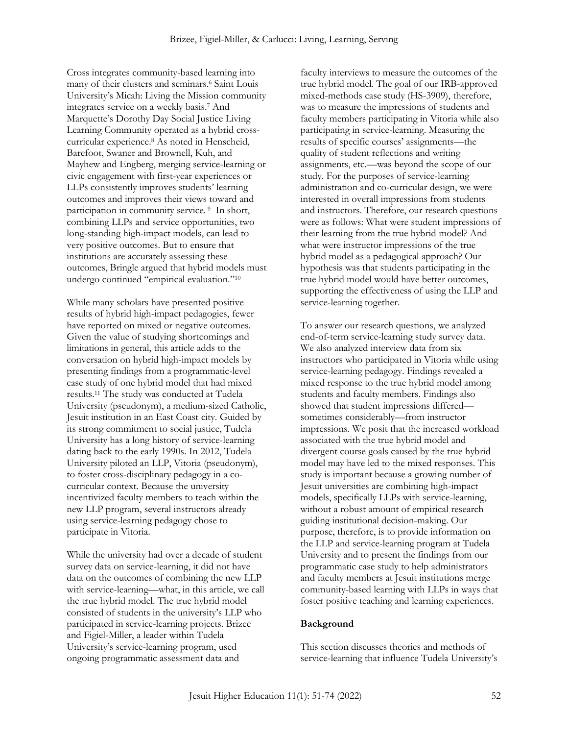Cross integrates community-based learning into many of their clusters and seminars.[6] Saint Louis University's Micah: Living the Mission community integrates service on a weekly basis.[7] And Marquette's Dorothy Day Social Justice Living Learning Community operated as a hybrid cross-curricular experience.[8] As noted in Henscheid, Barefoot, Swaner and Brownell, Kuh, and Mayhew and Engberg, merging service-learning or civic engagement with first-year experiences or LLPs consistently improves students' learning outcomes and improves their views toward and participation in community service.[9] In short, combining LLPs and service opportunities, two long-standing high-impact models, can lead to very positive outcomes. But to ensure that institutions are accurately assessing these outcomes, Bringle argued that hybrid models must undergo continued "empirical evaluation."[10]

While many scholars have presented positive results of hybrid high-impact pedagogies, fewer have reported on mixed or negative outcomes. Given the value of studying shortcomings and limitations in general, this article adds to the conversation on hybrid high-impact models by presenting findings from a programmatic-level case study of one hybrid model that had mixed results.[11] The study was conducted at Tudela University (pseudonym), a medium-sized Catholic, Jesuit institution in an East Coast city. Guided by its strong commitment to social justice, Tudela University has a long history of service-learning dating back to the early 1990s. In 2012, Tudela University piloted an LLP, Vitoria (pseudonym), to foster cross-disciplinary pedagogy in a co-curricular context. Because the university incentivized faculty members to teach within the new LLP program, several instructors already using service-learning pedagogy chose to participate in Vitoria.

While the university had over a decade of student survey data on service-learning, it did not have data on the outcomes of combining the new LLP with service-learning—what, in this article, we call the true hybrid model. The true hybrid model consisted of students in the university's LLP who participated in service-learning projects. Brizee and Figiel-Miller, a leader within Tudela University's service-learning program, used ongoing programmatic assessment data and faculty interviews to measure the outcomes of the true hybrid model. The goal of our IRB-approved mixed-methods case study (HS-3909), therefore, was to measure the impressions of students and faculty members participating in Vitoria while also participating in service-learning. Measuring the results of specific courses' assignments—the quality of student reflections and writing assignments, etc.—was beyond the scope of our study. For the purposes of service-learning administration and co-curricular design, we were interested in overall impressions from students and instructors. Therefore, our research questions were as follows: What were student impressions of their learning from the true hybrid model? And what were instructor impressions of the true hybrid model as a pedagogical approach? Our hypothesis was that students participating in the true hybrid model would have better outcomes, supporting the effectiveness of using the LLP and service-learning together.

To answer our research questions, we analyzed end-of-term service-learning study survey data. We also analyzed interview data from six instructors who participated in Vitoria while using service-learning pedagogy. Findings revealed a mixed response to the true hybrid model among students and faculty members. Findings also showed that student impressions differed—sometimes considerably—from instructor impressions. We posit that the increased workload associated with the true hybrid model and divergent course goals caused by the true hybrid model may have led to the mixed responses. This study is important because a growing number of Jesuit universities are combining high-impact models, specifically LLPs with service-learning, without a robust amount of empirical research guiding institutional decision-making. Our purpose, therefore, is to provide information on the LLP and service-learning program at Tudela University and to present the findings from our programmatic case study to help administrators and faculty members at Jesuit institutions merge community-based learning with LLPs in ways that foster positive teaching and learning experiences.

## Background

This section discusses theories and methods of service-learning that influence Tudela University's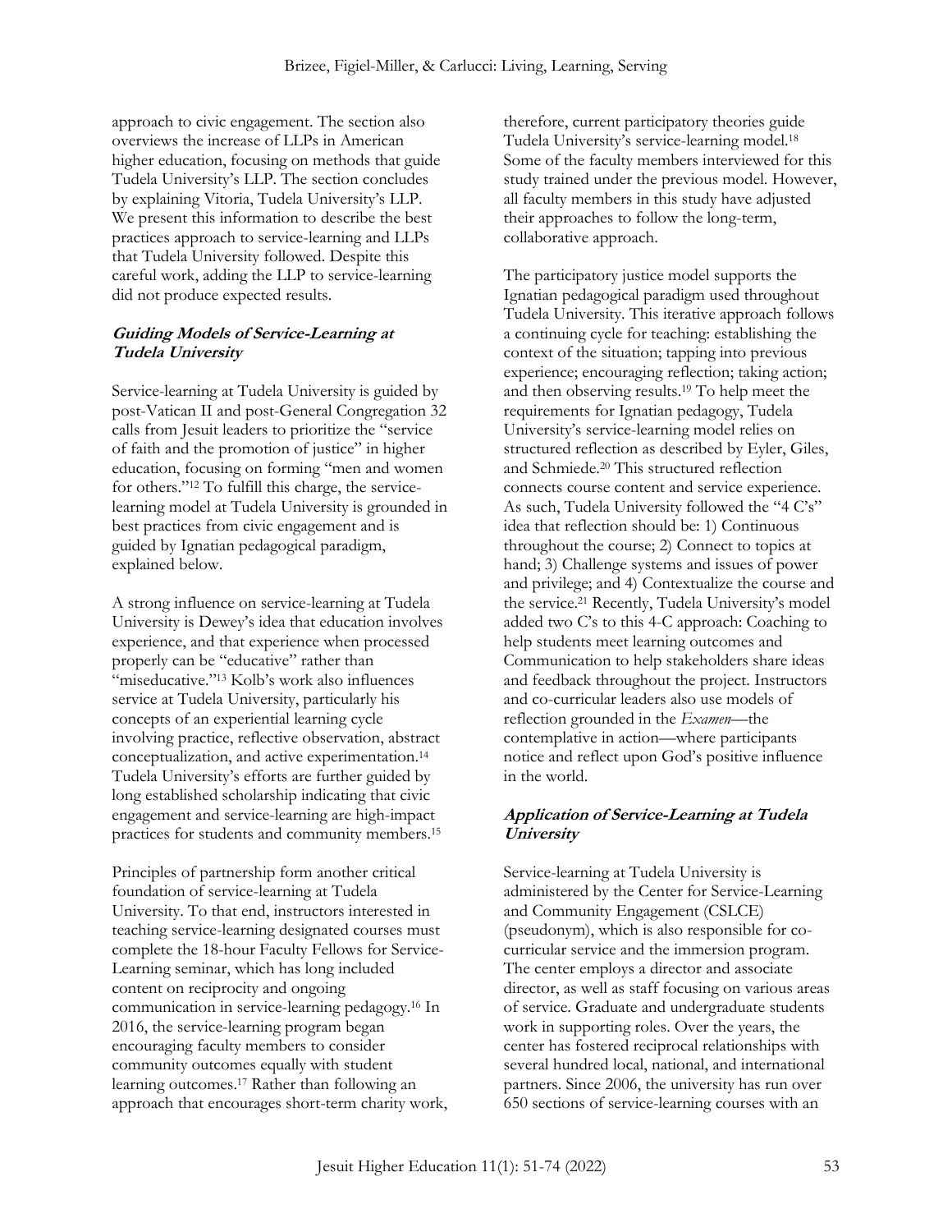approach to civic engagement. The section also overviews the increase of LLPs in American higher education, focusing on methods that guide Tudela University's LLP. The section concludes by explaining Vitoria, Tudela University's LLP. We present this information to describe the best practices approach to service-learning and LLPs that Tudela University followed. Despite this careful work, adding the LLP to service-learning did not produce expected results.

### *Guiding Models of Service-Learning at Tudela University*

Service-learning at Tudela University is guided by post-Vatican II and post-General Congregation 32 calls from Jesuit leaders to prioritize the "service of faith and the promotion of justice" in higher education, focusing on forming "men and women for others."[12] To fulfill this charge, the service-learning model at Tudela University is grounded in best practices from civic engagement and is guided by Ignatian pedagogical paradigm, explained below.

A strong influence on service-learning at Tudela University is Dewey's idea that education involves experience, and that experience when processed properly can be "educative" rather than "miseducative."[13] Kolb's work also influences service at Tudela University, particularly his concepts of an experiential learning cycle involving practice, reflective observation, abstract conceptualization, and active experimentation.[14] Tudela University's efforts are further guided by long established scholarship indicating that civic engagement and service-learning are high-impact practices for students and community members.[15]

Principles of partnership form another critical foundation of service-learning at Tudela University. To that end, instructors interested in teaching service-learning designated courses must complete the 18-hour Faculty Fellows for Service-Learning seminar, which has long included content on reciprocity and ongoing communication in service-learning pedagogy.[16] In 2016, the service-learning program began encouraging faculty members to consider community outcomes equally with student learning outcomes.[17] Rather than following an approach that encourages short-term charity work, therefore, current participatory theories guide Tudela University's service-learning model.[18] Some of the faculty members interviewed for this study trained under the previous model. However, all faculty members in this study have adjusted their approaches to follow the long-term, collaborative approach.

The participatory justice model supports the Ignatian pedagogical paradigm used throughout Tudela University. This iterative approach follows a continuing cycle for teaching: establishing the context of the situation; tapping into previous experience; encouraging reflection; taking action; and then observing results.[19] To help meet the requirements for Ignatian pedagogy, Tudela University's service-learning model relies on structured reflection as described by Eyler, Giles, and Schmiede.[20] This structured reflection connects course content and service experience. As such, Tudela University followed the "4 C's" idea that reflection should be: 1) Continuous throughout the course; 2) Connect to topics at hand; 3) Challenge systems and issues of power and privilege; and 4) Contextualize the course and the service.[21] Recently, Tudela University's model added two C's to this 4-C approach: Coaching to help students meet learning outcomes and Communication to help stakeholders share ideas and feedback throughout the project. Instructors and co-curricular leaders also use models of reflection grounded in the *Examen*—the contemplative in action—where participants notice and reflect upon God's positive influence in the world.

### *Application of Service-Learning at Tudela University*

Service-learning at Tudela University is administered by the Center for Service-Learning and Community Engagement (CSLCE) (pseudonym), which is also responsible for co-curricular service and the immersion program. The center employs a director and associate director, as well as staff focusing on various areas of service. Graduate and undergraduate students work in supporting roles. Over the years, the center has fostered reciprocal relationships with several hundred local, national, and international partners. Since 2006, the university has run over 650 sections of service-learning courses with an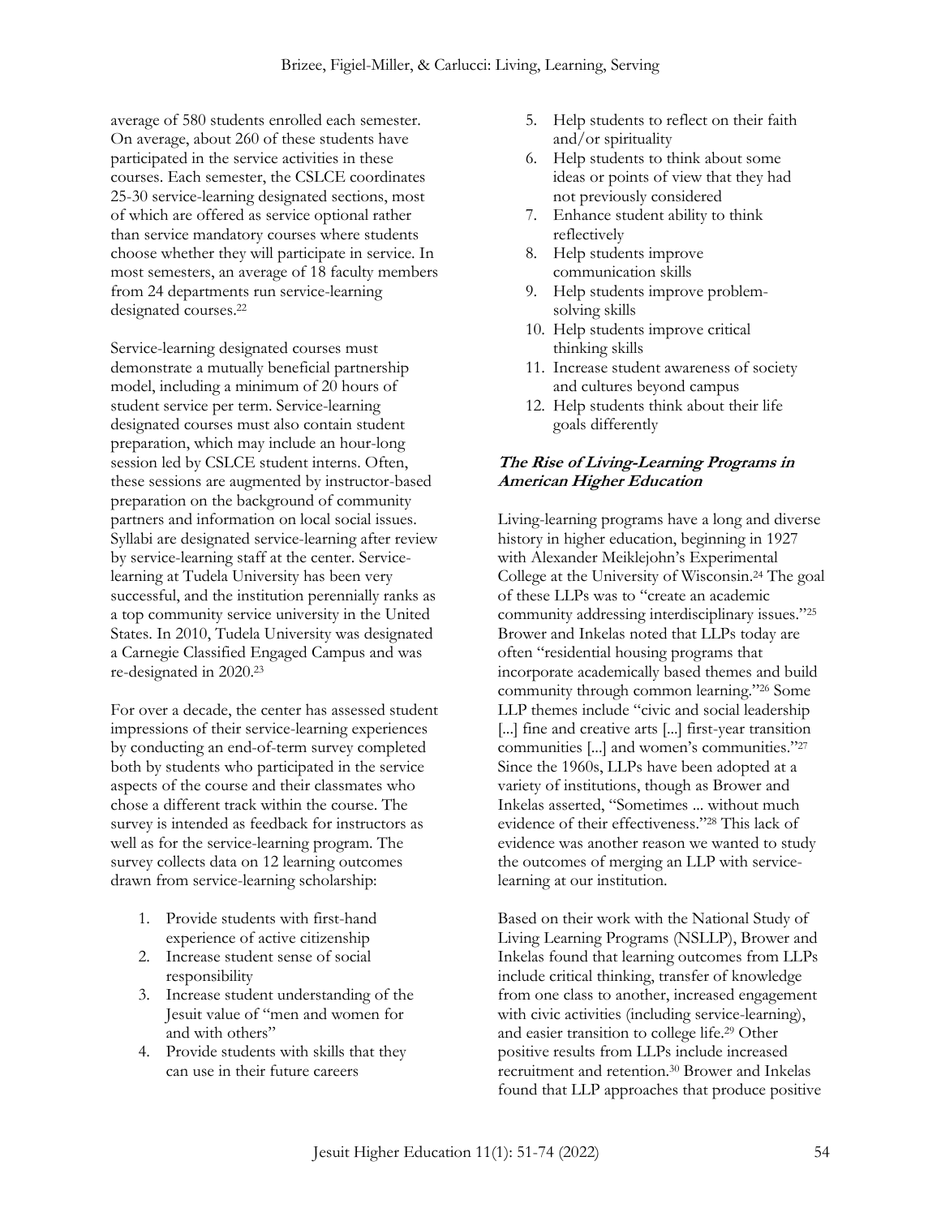average of 580 students enrolled each semester. On average, about 260 of these students have participated in the service activities in these courses. Each semester, the CSLCE coordinates 25-30 service-learning designated sections, most of which are offered as service optional rather than service mandatory courses where students choose whether they will participate in service. In most semesters, an average of 18 faculty members from 24 departments run service-learning designated courses.[22]

Service-learning designated courses must demonstrate a mutually beneficial partnership model, including a minimum of 20 hours of student service per term. Service-learning designated courses must also contain student preparation, which may include an hour-long session led by CSLCE student interns. Often, these sessions are augmented by instructor-based preparation on the background of community partners and information on local social issues. Syllabi are designated service-learning after review by service-learning staff at the center. Service-learning at Tudela University has been very successful, and the institution perennially ranks as a top community service university in the United States. In 2010, Tudela University was designated a Carnegie Classified Engaged Campus and was re-designated in 2020.[23]

For over a decade, the center has assessed student impressions of their service-learning experiences by conducting an end-of-term survey completed both by students who participated in the service aspects of the course and their classmates who chose a different track within the course. The survey is intended as feedback for instructors as well as for the service-learning program. The survey collects data on 12 learning outcomes drawn from service-learning scholarship:

1. Provide students with first-hand experience of active citizenship
2. Increase student sense of social responsibility
3. Increase student understanding of the Jesuit value of "men and women for and with others"
4. Provide students with skills that they can use in their future careers
5. Help students to reflect on their faith and/or spirituality
6. Help students to think about some ideas or points of view that they had not previously considered
7. Enhance student ability to think reflectively
8. Help students improve communication skills
9. Help students improve problem-solving skills
10. Help students improve critical thinking skills
11. Increase student awareness of society and cultures beyond campus
12. Help students think about their life goals differently

### *The Rise of Living-Learning Programs in American Higher Education*

Living-learning programs have a long and diverse history in higher education, beginning in 1927 with Alexander Meiklejohn's Experimental College at the University of Wisconsin.[24] The goal of these LLPs was to "create an academic community addressing interdisciplinary issues."[25] Brower and Inkelas noted that LLPs today are often "residential housing programs that incorporate academically based themes and build community through common learning."[26] Some LLP themes include "civic and social leadership [...] fine and creative arts [...] first-year transition communities [...] and women's communities."[27] Since the 1960s, LLPs have been adopted at a variety of institutions, though as Brower and Inkelas asserted, "Sometimes ... without much evidence of their effectiveness."[28] This lack of evidence was another reason we wanted to study the outcomes of merging an LLP with service-learning at our institution.

Based on their work with the National Study of Living Learning Programs (NSLLP), Brower and Inkelas found that learning outcomes from LLPs include critical thinking, transfer of knowledge from one class to another, increased engagement with civic activities (including service-learning), and easier transition to college life.[29] Other positive results from LLPs include increased recruitment and retention.[30] Brower and Inkelas found that LLP approaches that produce positive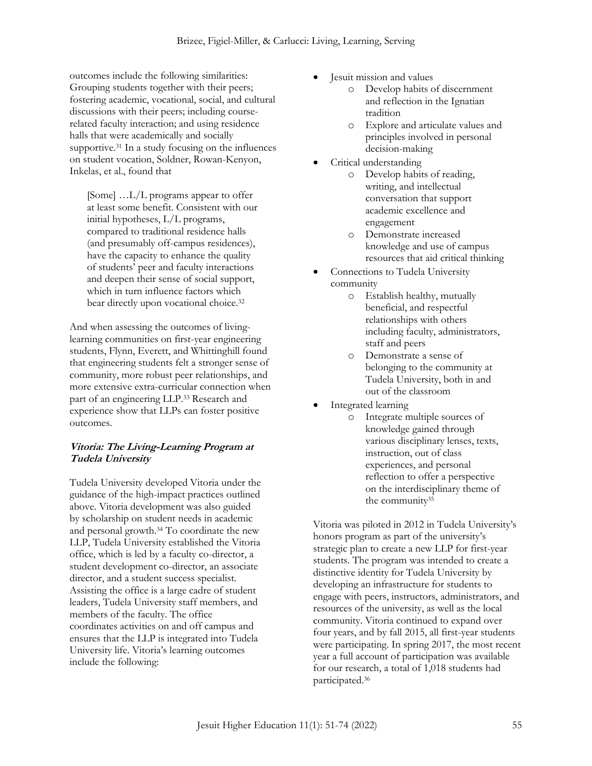outcomes include the following similarities: Grouping students together with their peers; fostering academic, vocational, social, and cultural discussions with their peers; including course-related faculty interaction; and using residence halls that were academically and socially supportive.[31] In a study focusing on the influences on student vocation, Soldner, Rowan-Kenyon, Inkelas, et al., found that

> [Some] …L/L programs appear to offer at least some benefit. Consistent with our initial hypotheses, L/L programs, compared to traditional residence halls (and presumably off-campus residences), have the capacity to enhance the quality of students' peer and faculty interactions and deepen their sense of social support, which in turn influence factors which bear directly upon vocational choice.[32]

And when assessing the outcomes of living-learning communities on first-year engineering students, Flynn, Everett, and Whittinghill found that engineering students felt a stronger sense of community, more robust peer relationships, and more extensive extra-curricular connection when part of an engineering LLP.[33] Research and experience show that LLPs can foster positive outcomes.

### *Vitoria: The Living-Learning Program at Tudela University*

Tudela University developed Vitoria under the guidance of the high-impact practices outlined above. Vitoria development was also guided by scholarship on student needs in academic and personal growth.[34] To coordinate the new LLP, Tudela University established the Vitoria office, which is led by a faculty co-director, a student development co-director, an associate director, and a student success specialist. Assisting the office is a large cadre of student leaders, Tudela University staff members, and members of the faculty. The office coordinates activities on and off campus and ensures that the LLP is integrated into Tudela University life. Vitoria's learning outcomes include the following:

- Jesuit mission and values
  - Develop habits of discernment and reflection in the Ignatian tradition
  - Explore and articulate values and principles involved in personal decision-making
- Critical understanding
  - Develop habits of reading, writing, and intellectual conversation that support academic excellence and engagement
  - Demonstrate increased knowledge and use of campus resources that aid critical thinking
- Connections to Tudela University community
  - Establish healthy, mutually beneficial, and respectful relationships with others including faculty, administrators, staff and peers
  - Demonstrate a sense of belonging to the community at Tudela University, both in and out of the classroom
- Integrated learning
  - Integrate multiple sources of knowledge gained through various disciplinary lenses, texts, instruction, out of class experiences, and personal reflection to offer a perspective on the interdisciplinary theme of the community[35]

Vitoria was piloted in 2012 in Tudela University's honors program as part of the university's strategic plan to create a new LLP for first-year students. The program was intended to create a distinctive identity for Tudela University by developing an infrastructure for students to engage with peers, instructors, administrators, and resources of the university, as well as the local community. Vitoria continued to expand over four years, and by fall 2015, all first-year students were participating. In spring 2017, the most recent year a full account of participation was available for our research, a total of 1,018 students had participated.[36]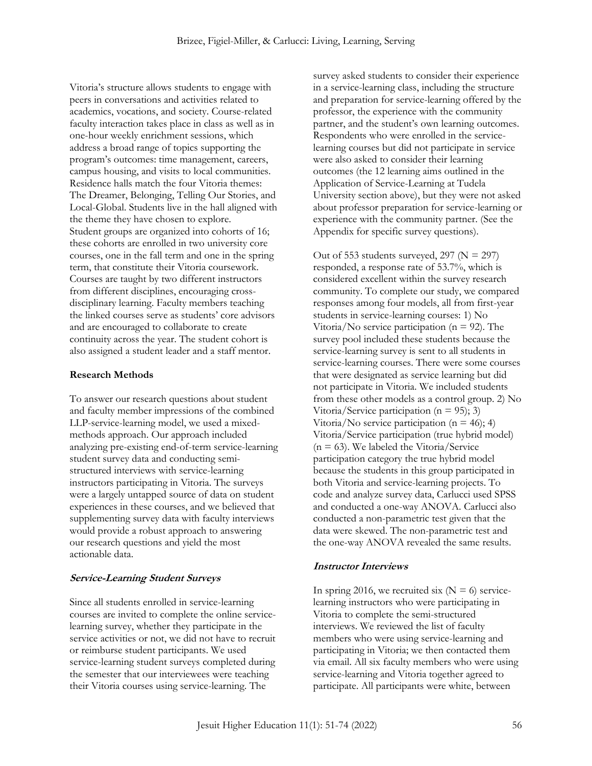Vitoria's structure allows students to engage with peers in conversations and activities related to academics, vocations, and society. Course-related faculty interaction takes place in class as well as in one-hour weekly enrichment sessions, which address a broad range of topics supporting the program's outcomes: time management, careers, campus housing, and visits to local communities. Residence halls match the four Vitoria themes: The Dreamer, Belonging, Telling Our Stories, and Local-Global. Students live in the hall aligned with the theme they have chosen to explore. Student groups are organized into cohorts of 16; these cohorts are enrolled in two university core courses, one in the fall term and one in the spring term, that constitute their Vitoria coursework. Courses are taught by two different instructors from different disciplines, encouraging cross-disciplinary learning. Faculty members teaching the linked courses serve as students' core advisors and are encouraged to collaborate to create continuity across the year. The student cohort is also assigned a student leader and a staff mentor.

**Research Methods**

To answer our research questions about student and faculty member impressions of the combined LLP-service-learning model, we used a mixed-methods approach. Our approach included analyzing pre-existing end-of-term service-learning student survey data and conducting semi-structured interviews with service-learning instructors participating in Vitoria. The surveys were a largely untapped source of data on student experiences in these courses, and we believed that supplementing survey data with faculty interviews would provide a robust approach to answering our research questions and yield the most actionable data.

***Service-Learning Student Surveys***

Since all students enrolled in service-learning courses are invited to complete the online service-learning survey, whether they participate in the service activities or not, we did not have to recruit or reimburse student participants. We used service-learning student surveys completed during the semester that our interviewees were teaching their Vitoria courses using service-learning. The survey asked students to consider their experience in a service-learning class, including the structure and preparation for service-learning offered by the professor, the experience with the community partner, and the student's own learning outcomes. Respondents who were enrolled in the service-learning courses but did not participate in service were also asked to consider their learning outcomes (the 12 learning aims outlined in the Application of Service-Learning at Tudela University section above), but they were not asked about professor preparation for service-learning or experience with the community partner. (See the Appendix for specific survey questions).

Out of 553 students surveyed, 297 ($N = 297$) responded, a response rate of 53.7%, which is considered excellent within the survey research community. To complete our study, we compared responses among four models, all from first-year students in service-learning courses: 1) No Vitoria/No service participation ($n = 92$). The survey pool included these students because the service-learning survey is sent to all students in service-learning courses. There were some courses that were designated as service learning but did not participate in Vitoria. We included students from these other models as a control group. 2) No Vitoria/Service participation ($n = 95$); 3) Vitoria/No service participation ($n = 46$); 4) Vitoria/Service participation (true hybrid model) ($n = 63$). We labeled the Vitoria/Service participation category the true hybrid model because the students in this group participated in both Vitoria and service-learning projects. To code and analyze survey data, Carlucci used SPSS and conducted a one-way ANOVA. Carlucci also conducted a non-parametric test given that the data were skewed. The non-parametric test and the one-way ANOVA revealed the same results.

***Instructor Interviews***

In spring 2016, we recruited six ($N = 6$) service-learning instructors who were participating in Vitoria to complete the semi-structured interviews. We reviewed the list of faculty members who were using service-learning and participating in Vitoria; we then contacted them via email. All six faculty members who were using service-learning and Vitoria together agreed to participate. All participants were white, between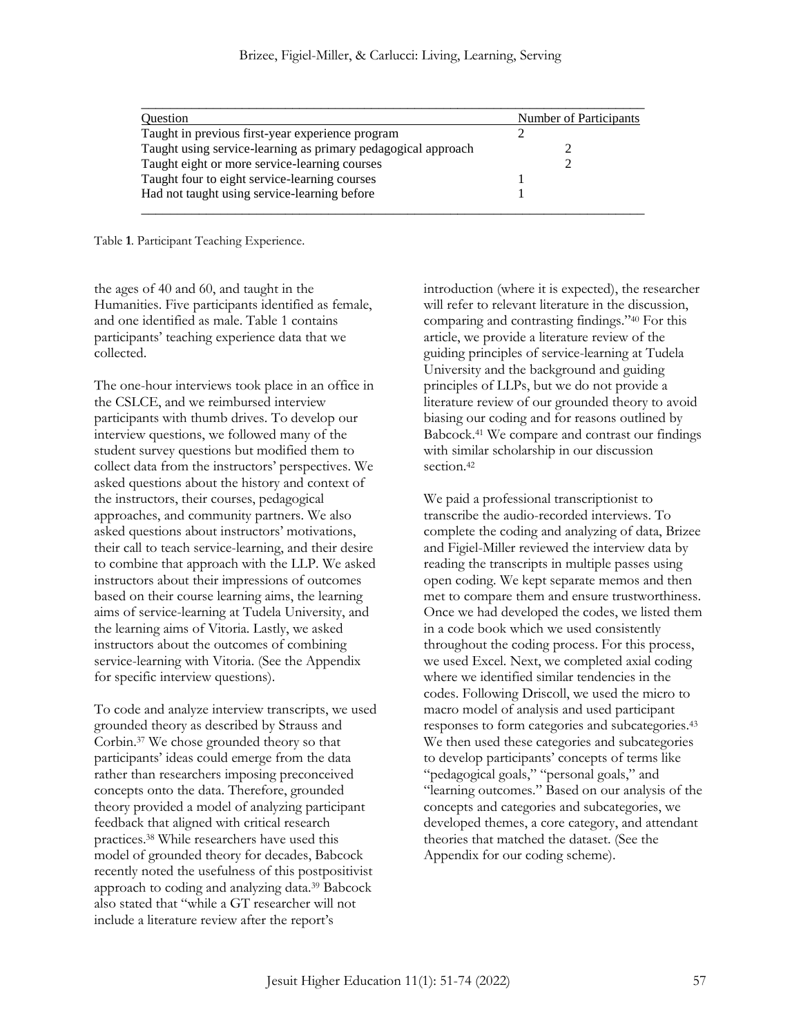| Question | Number of Participants |
| --- | --- |
| Taught in previous first-year experience program | 2 |
| Taught using service-learning as primary pedagogical approach | 2 |
| Taught eight or more service-learning courses | 2 |
| Taught four to eight service-learning courses | 1 |
| Had not taught using service-learning before | 1 |

Table **1**. Participant Teaching Experience.

the ages of 40 and 60, and taught in the Humanities. Five participants identified as female, and one identified as male. Table 1 contains participants' teaching experience data that we collected.

The one-hour interviews took place in an office in the CSLCE, and we reimbursed interview participants with thumb drives. To develop our interview questions, we followed many of the student survey questions but modified them to collect data from the instructors' perspectives. We asked questions about the history and context of the instructors, their courses, pedagogical approaches, and community partners. We also asked questions about instructors' motivations, their call to teach service-learning, and their desire to combine that approach with the LLP. We asked instructors about their impressions of outcomes based on their course learning aims, the learning aims of service-learning at Tudela University, and the learning aims of Vitoria. Lastly, we asked instructors about the outcomes of combining service-learning with Vitoria. (See the Appendix for specific interview questions).

To code and analyze interview transcripts, we used grounded theory as described by Strauss and Corbin.[37] We chose grounded theory so that participants' ideas could emerge from the data rather than researchers imposing preconceived concepts onto the data. Therefore, grounded theory provided a model of analyzing participant feedback that aligned with critical research practices.[38] While researchers have used this model of grounded theory for decades, Babcock recently noted the usefulness of this postpositivist approach to coding and analyzing data.[39] Babcock also stated that "while a GT researcher will not include a literature review after the report's introduction (where it is expected), the researcher will refer to relevant literature in the discussion, comparing and contrasting findings."[40] For this article, we provide a literature review of the guiding principles of service-learning at Tudela University and the background and guiding principles of LLPs, but we do not provide a literature review of our grounded theory to avoid biasing our coding and for reasons outlined by Babcock.[41] We compare and contrast our findings with similar scholarship in our discussion section.[42]

We paid a professional transcriptionist to transcribe the audio-recorded interviews. To complete the coding and analyzing of data, Brizee and Figiel-Miller reviewed the interview data by reading the transcripts in multiple passes using open coding. We kept separate memos and then met to compare them and ensure trustworthiness. Once we had developed the codes, we listed them in a code book which we used consistently throughout the coding process. For this process, we used Excel. Next, we completed axial coding where we identified similar tendencies in the codes. Following Driscoll, we used the micro to macro model of analysis and used participant responses to form categories and subcategories.[43] We then used these categories and subcategories to develop participants' concepts of terms like "pedagogical goals," "personal goals," and "learning outcomes." Based on our analysis of the concepts and categories and subcategories, we developed themes, a core category, and attendant theories that matched the dataset. (See the Appendix for our coding scheme).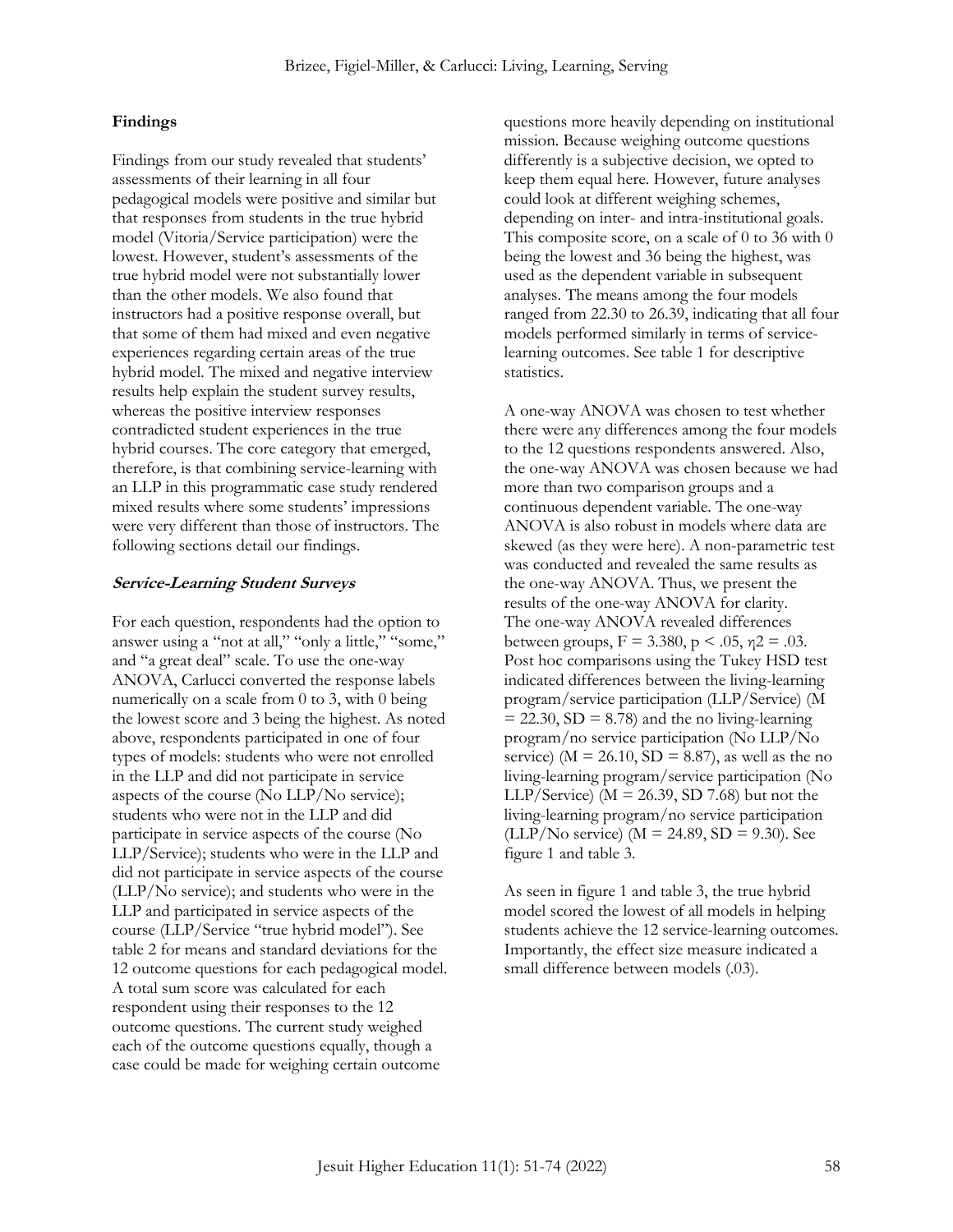## Findings

Findings from our study revealed that students' assessments of their learning in all four pedagogical models were positive and similar but that responses from students in the true hybrid model (Vitoria/Service participation) were the lowest. However, student's assessments of the true hybrid model were not substantially lower than the other models. We also found that instructors had a positive response overall, but that some of them had mixed and even negative experiences regarding certain areas of the true hybrid model. The mixed and negative interview results help explain the student survey results, whereas the positive interview responses contradicted student experiences in the true hybrid courses. The core category that emerged, therefore, is that combining service-learning with an LLP in this programmatic case study rendered mixed results where some students' impressions were very different than those of instructors. The following sections detail our findings.

### *Service-Learning Student Surveys*

For each question, respondents had the option to answer using a "not at all," "only a little," "some," and "a great deal" scale. To use the one-way ANOVA, Carlucci converted the response labels numerically on a scale from 0 to 3, with 0 being the lowest score and 3 being the highest. As noted above, respondents participated in one of four types of models: students who were not enrolled in the LLP and did not participate in service aspects of the course (No LLP/No service); students who were not in the LLP and did participate in service aspects of the course (No LLP/Service); students who were in the LLP and did not participate in service aspects of the course (LLP/No service); and students who were in the LLP and participated in service aspects of the course (LLP/Service "true hybrid model"). See table 2 for means and standard deviations for the 12 outcome questions for each pedagogical model. A total sum score was calculated for each respondent using their responses to the 12 outcome questions. The current study weighed each of the outcome questions equally, though a case could be made for weighing certain outcome questions more heavily depending on institutional mission. Because weighing outcome questions differently is a subjective decision, we opted to keep them equal here. However, future analyses could look at different weighing schemes, depending on inter- and intra-institutional goals. This composite score, on a scale of 0 to 36 with 0 being the lowest and 36 being the highest, was used as the dependent variable in subsequent analyses. The means among the four models ranged from 22.30 to 26.39, indicating that all four models performed similarly in terms of service-learning outcomes. See table 1 for descriptive statistics.

A one-way ANOVA was chosen to test whether there were any differences among the four models to the 12 questions respondents answered. Also, the one-way ANOVA was chosen because we had more than two comparison groups and a continuous dependent variable. The one-way ANOVA is also robust in models where data are skewed (as they were here). A non-parametric test was conducted and revealed the same results as the one-way ANOVA. Thus, we present the results of the one-way ANOVA for clarity. The one-way ANOVA revealed differences between groups, $F = 3.380$, $p < .05$, $\eta^2 = .03$. Post hoc comparisons using the Tukey HSD test indicated differences between the living-learning program/service participation (LLP/Service) ($M = 22.30$, $SD = 8.78$) and the no living-learning program/no service participation (No LLP/No service) ($M = 26.10$, $SD = 8.87$), as well as the no living-learning program/service participation (No LLP/Service) ($M = 26.39$, $SD$ 7.68) but not the living-learning program/no service participation (LLP/No service) ($M = 24.89$, $SD = 9.30$). See figure 1 and table 3.

As seen in figure 1 and table 3, the true hybrid model scored the lowest of all models in helping students achieve the 12 service-learning outcomes. Importantly, the effect size measure indicated a small difference between models (.03).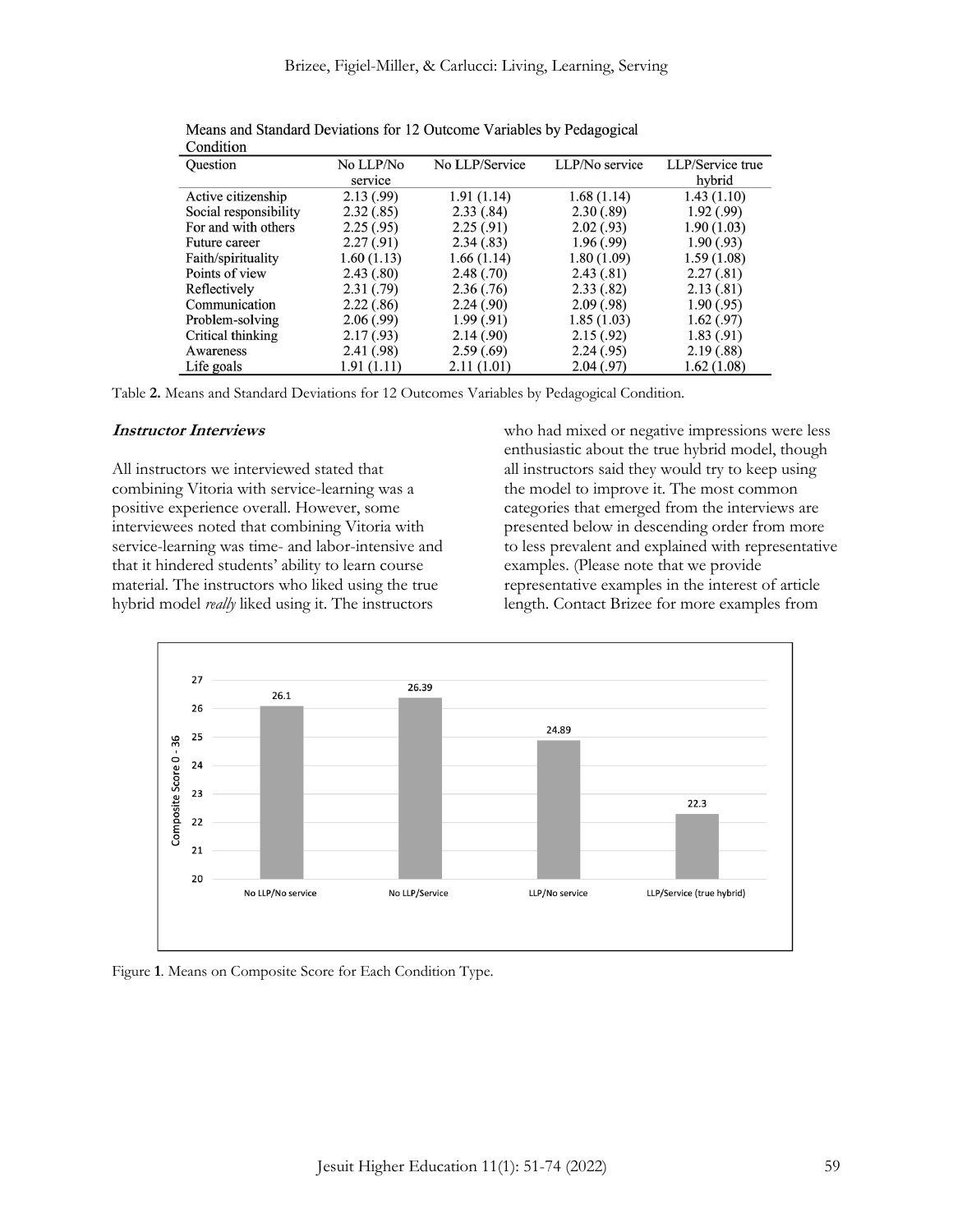Means and Standard Deviations for 12 Outcome Variables by Pedagogical Condition

| Question | No LLP/No service | No LLP/Service | LLP/No service | LLP/Service true hybrid |
|---|---|---|---|---|
| Active citizenship | 2.13 (.99) | 1.91 (1.14) | 1.68 (1.14) | 1.43 (1.10) |
| Social responsibility | 2.32 (.85) | 2.33 (.84) | 2.30 (.89) | 1.92 (.99) |
| For and with others | 2.25 (.95) | 2.25 (.91) | 2.02 (.93) | 1.90 (1.03) |
| Future career | 2.27 (.91) | 2.34 (.83) | 1.96 (.99) | 1.90 (.93) |
| Faith/spirituality | 1.60 (1.13) | 1.66 (1.14) | 1.80 (1.09) | 1.59 (1.08) |
| Points of view | 2.43 (.80) | 2.48 (.70) | 2.43 (.81) | 2.27 (.81) |
| Reflectively | 2.31 (.79) | 2.36 (.76) | 2.33 (.82) | 2.13 (.81) |
| Communication | 2.22 (.86) | 2.24 (.90) | 2.09 (.98) | 1.90 (.95) |
| Problem-solving | 2.06 (.99) | 1.99 (.91) | 1.85 (1.03) | 1.62 (.97) |
| Critical thinking | 2.17 (.93) | 2.14 (.90) | 2.15 (.92) | 1.83 (.91) |
| Awareness | 2.41 (.98) | 2.59 (.69) | 2.24 (.95) | 2.19 (.88) |
| Life goals | 1.91 (1.11) | 2.11 (1.01) | 2.04 (.97) | 1.62 (1.08) |

Table **2.** Means and Standard Deviations for 12 Outcomes Variables by Pedagogical Condition.

### *Instructor Interviews*

All instructors we interviewed stated that combining Vitoria with service-learning was a positive experience overall. However, some interviewees noted that combining Vitoria with service-learning was time- and labor-intensive and that it hindered students' ability to learn course material. The instructors who liked using the true hybrid model *really* liked using it. The instructors who had mixed or negative impressions were less enthusiastic about the true hybrid model, though all instructors said they would try to keep using the model to improve it. The most common categories that emerged from the interviews are presented below in descending order from more to less prevalent and explained with representative examples. (Please note that we provide representative examples in the interest of article length. Contact Brizee for more examples from

Figure **1**. Means on Composite Score for Each Condition Type.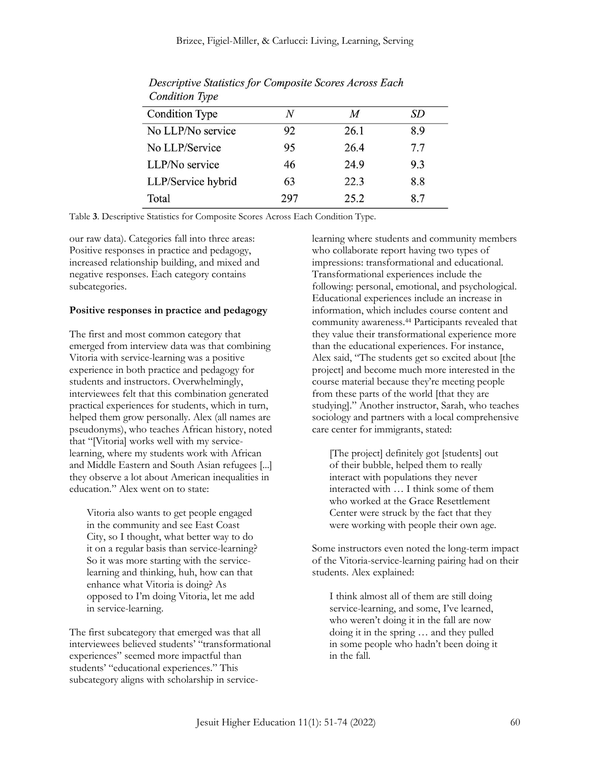*Descriptive Statistics for Composite Scores Across Each Condition Type*

| Condition Type | *N* | *M* | *SD* |
|---|---|---|---|
| No LLP/No service | 92 | 26.1 | 8.9 |
| No LLP/Service | 95 | 26.4 | 7.7 |
| LLP/No service | 46 | 24.9 | 9.3 |
| LLP/Service hybrid | 63 | 22.3 | 8.8 |
| Total | 297 | 25.2 | 8.7 |

Table **3**. Descriptive Statistics for Composite Scores Across Each Condition Type.

our raw data). Categories fall into three areas: Positive responses in practice and pedagogy, increased relationship building, and mixed and negative responses. Each category contains subcategories.

**Positive responses in practice and pedagogy**

The first and most common category that emerged from interview data was that combining Vitoria with service-learning was a positive experience in both practice and pedagogy for students and instructors. Overwhelmingly, interviewees felt that this combination generated practical experiences for students, which in turn, helped them grow personally. Alex (all names are pseudonyms), who teaches African history, noted that "[Vitoria] works well with my service-learning, where my students work with African and Middle Eastern and South Asian refugees [...] they observe a lot about American inequalities in education." Alex went on to state:

> Vitoria also wants to get people engaged in the community and see East Coast City, so I thought, what better way to do it on a regular basis than service-learning? So it was more starting with the service-learning and thinking, huh, how can that enhance what Vitoria is doing? As opposed to I'm doing Vitoria, let me add in service-learning.

The first subcategory that emerged was that all interviewees believed students' "transformational experiences" seemed more impactful than students' "educational experiences." This subcategory aligns with scholarship in service-learning where students and community members who collaborate report having two types of impressions: transformational and educational. Transformational experiences include the following: personal, emotional, and psychological. Educational experiences include an increase in information, which includes course content and community awareness.[44] Participants revealed that they value their transformational experience more than the educational experiences. For instance, Alex said, "The students get so excited about [the project] and become much more interested in the course material because they're meeting people from these parts of the world [that they are studying]." Another instructor, Sarah, who teaches sociology and partners with a local comprehensive care center for immigrants, stated:

> [The project] definitely got [students] out of their bubble, helped them to really interact with populations they never interacted with … I think some of them who worked at the Grace Resettlement Center were struck by the fact that they were working with people their own age.

Some instructors even noted the long-term impact of the Vitoria-service-learning pairing had on their students. Alex explained:

> I think almost all of them are still doing service-learning, and some, I've learned, who weren't doing it in the fall are now doing it in the spring … and they pulled in some people who hadn't been doing it in the fall.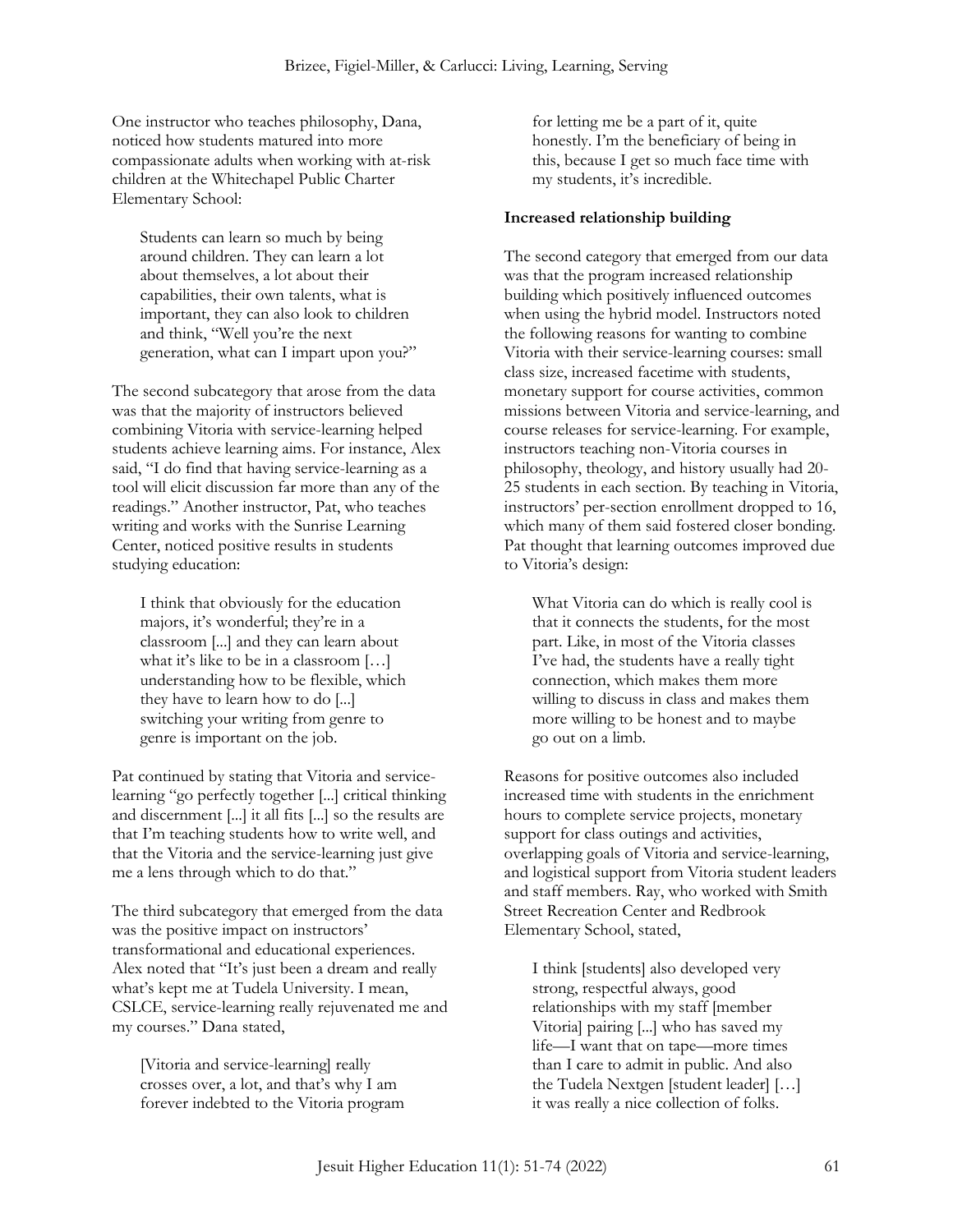One instructor who teaches philosophy, Dana, noticed how students matured into more compassionate adults when working with at-risk children at the Whitechapel Public Charter Elementary School:

> Students can learn so much by being around children. They can learn a lot about themselves, a lot about their capabilities, their own talents, what is important, they can also look to children and think, "Well you're the next generation, what can I impart upon you?"

The second subcategory that arose from the data was that the majority of instructors believed combining Vitoria with service-learning helped students achieve learning aims. For instance, Alex said, "I do find that having service-learning as a tool will elicit discussion far more than any of the readings." Another instructor, Pat, who teaches writing and works with the Sunrise Learning Center, noticed positive results in students studying education:

> I think that obviously for the education majors, it's wonderful; they're in a classroom [...] and they can learn about what it's like to be in a classroom […] understanding how to be flexible, which they have to learn how to do [...] switching your writing from genre to genre is important on the job.

Pat continued by stating that Vitoria and service-learning "go perfectly together [...] critical thinking and discernment [...] it all fits [...] so the results are that I'm teaching students how to write well, and that the Vitoria and the service-learning just give me a lens through which to do that."

The third subcategory that emerged from the data was the positive impact on instructors' transformational and educational experiences. Alex noted that "It's just been a dream and really what's kept me at Tudela University. I mean, CSLCE, service-learning really rejuvenated me and my courses." Dana stated,

> [Vitoria and service-learning] really crosses over, a lot, and that's why I am forever indebted to the Vitoria program for letting me be a part of it, quite honestly. I'm the beneficiary of being in this, because I get so much face time with my students, it's incredible.

**Increased relationship building**

The second category that emerged from our data was that the program increased relationship building which positively influenced outcomes when using the hybrid model. Instructors noted the following reasons for wanting to combine Vitoria with their service-learning courses: small class size, increased facetime with students, monetary support for course activities, common missions between Vitoria and service-learning, and course releases for service-learning. For example, instructors teaching non-Vitoria courses in philosophy, theology, and history usually had 20-25 students in each section. By teaching in Vitoria, instructors' per-section enrollment dropped to 16, which many of them said fostered closer bonding. Pat thought that learning outcomes improved due to Vitoria's design:

> What Vitoria can do which is really cool is that it connects the students, for the most part. Like, in most of the Vitoria classes I've had, the students have a really tight connection, which makes them more willing to discuss in class and makes them more willing to be honest and to maybe go out on a limb.

Reasons for positive outcomes also included increased time with students in the enrichment hours to complete service projects, monetary support for class outings and activities, overlapping goals of Vitoria and service-learning, and logistical support from Vitoria student leaders and staff members. Ray, who worked with Smith Street Recreation Center and Redbrook Elementary School, stated,

> I think [students] also developed very strong, respectful always, good relationships with my staff [member Vitoria] pairing [...] who has saved my life—I want that on tape—more times than I care to admit in public. And also the Tudela Nextgen [student leader] […] it was really a nice collection of folks.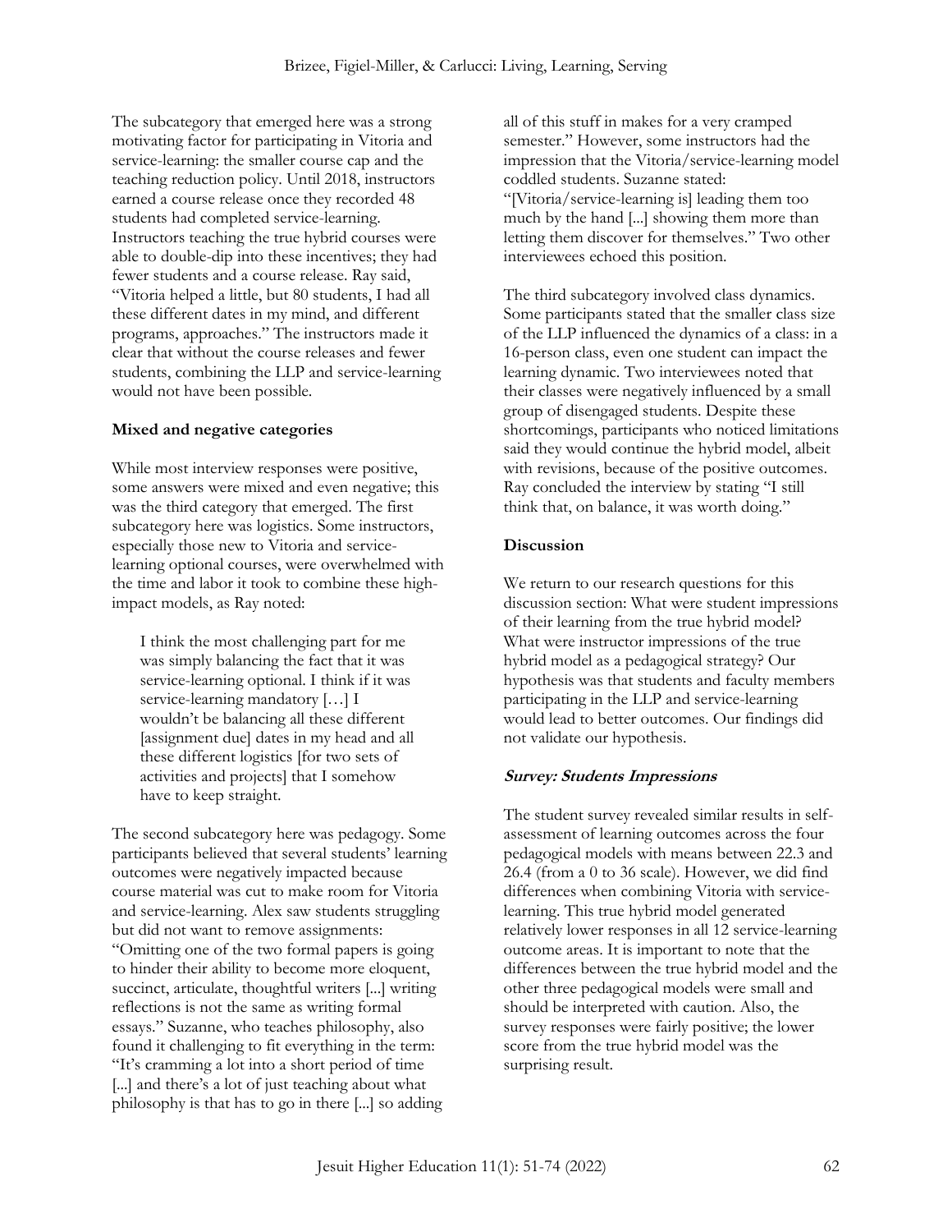The subcategory that emerged here was a strong motivating factor for participating in Vitoria and service-learning: the smaller course cap and the teaching reduction policy. Until 2018, instructors earned a course release once they recorded 48 students had completed service-learning. Instructors teaching the true hybrid courses were able to double-dip into these incentives; they had fewer students and a course release. Ray said, "Vitoria helped a little, but 80 students, I had all these different dates in my mind, and different programs, approaches." The instructors made it clear that without the course releases and fewer students, combining the LLP and service-learning would not have been possible.

**Mixed and negative categories**

While most interview responses were positive, some answers were mixed and even negative; this was the third category that emerged. The first subcategory here was logistics. Some instructors, especially those new to Vitoria and service-learning optional courses, were overwhelmed with the time and labor it took to combine these high-impact models, as Ray noted:

> I think the most challenging part for me was simply balancing the fact that it was service-learning optional. I think if it was service-learning mandatory […] I wouldn't be balancing all these different [assignment due] dates in my head and all these different logistics [for two sets of activities and projects] that I somehow have to keep straight.

The second subcategory here was pedagogy. Some participants believed that several students' learning outcomes were negatively impacted because course material was cut to make room for Vitoria and service-learning. Alex saw students struggling but did not want to remove assignments: "Omitting one of the two formal papers is going to hinder their ability to become more eloquent, succinct, articulate, thoughtful writers [...] writing reflections is not the same as writing formal essays." Suzanne, who teaches philosophy, also found it challenging to fit everything in the term: "It's cramming a lot into a short period of time [...] and there's a lot of just teaching about what philosophy is that has to go in there [...] so adding all of this stuff in makes for a very cramped semester." However, some instructors had the impression that the Vitoria/service-learning model coddled students. Suzanne stated: "[Vitoria/service-learning is] leading them too much by the hand [...] showing them more than letting them discover for themselves." Two other interviewees echoed this position.

The third subcategory involved class dynamics. Some participants stated that the smaller class size of the LLP influenced the dynamics of a class: in a 16-person class, even one student can impact the learning dynamic. Two interviewees noted that their classes were negatively influenced by a small group of disengaged students. Despite these shortcomings, participants who noticed limitations said they would continue the hybrid model, albeit with revisions, because of the positive outcomes. Ray concluded the interview by stating "I still think that, on balance, it was worth doing."

## Discussion

We return to our research questions for this discussion section: What were student impressions of their learning from the true hybrid model? What were instructor impressions of the true hybrid model as a pedagogical strategy? Our hypothesis was that students and faculty members participating in the LLP and service-learning would lead to better outcomes. Our findings did not validate our hypothesis.

### *Survey: Students Impressions*

The student survey revealed similar results in self-assessment of learning outcomes across the four pedagogical models with means between 22.3 and 26.4 (from a 0 to 36 scale). However, we did find differences when combining Vitoria with service-learning. This true hybrid model generated relatively lower responses in all 12 service-learning outcome areas. It is important to note that the differences between the true hybrid model and the other three pedagogical models were small and should be interpreted with caution. Also, the survey responses were fairly positive; the lower score from the true hybrid model was the surprising result.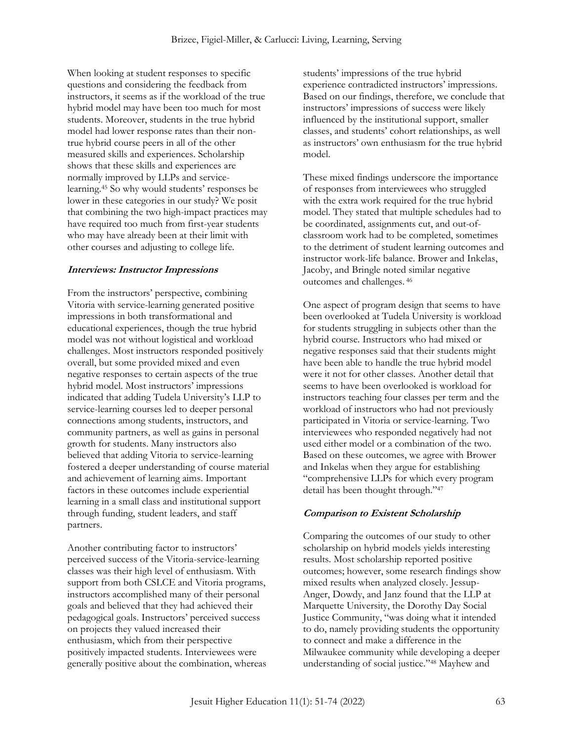When looking at student responses to specific questions and considering the feedback from instructors, it seems as if the workload of the true hybrid model may have been too much for most students. Moreover, students in the true hybrid model had lower response rates than their non-true hybrid course peers in all of the other measured skills and experiences. Scholarship shows that these skills and experiences are normally improved by LLPs and service-learning.[45] So why would students' responses be lower in these categories in our study? We posit that combining the two high-impact practices may have required too much from first-year students who may have already been at their limit with other courses and adjusting to college life.

### *Interviews: Instructor Impressions*

From the instructors' perspective, combining Vitoria with service-learning generated positive impressions in both transformational and educational experiences, though the true hybrid model was not without logistical and workload challenges. Most instructors responded positively overall, but some provided mixed and even negative responses to certain aspects of the true hybrid model. Most instructors' impressions indicated that adding Tudela University's LLP to service-learning courses led to deeper personal connections among students, instructors, and community partners, as well as gains in personal growth for students. Many instructors also believed that adding Vitoria to service-learning fostered a deeper understanding of course material and achievement of learning aims. Important factors in these outcomes include experiential learning in a small class and institutional support through funding, student leaders, and staff partners.

Another contributing factor to instructors' perceived success of the Vitoria-service-learning classes was their high level of enthusiasm. With support from both CSLCE and Vitoria programs, instructors accomplished many of their personal goals and believed that they had achieved their pedagogical goals. Instructors' perceived success on projects they valued increased their enthusiasm, which from their perspective positively impacted students. Interviewees were generally positive about the combination, whereas students' impressions of the true hybrid experience contradicted instructors' impressions. Based on our findings, therefore, we conclude that instructors' impressions of success were likely influenced by the institutional support, smaller classes, and students' cohort relationships, as well as instructors' own enthusiasm for the true hybrid model.

These mixed findings underscore the importance of responses from interviewees who struggled with the extra work required for the true hybrid model. They stated that multiple schedules had to be coordinated, assignments cut, and out-of-classroom work had to be completed, sometimes to the detriment of student learning outcomes and instructor work-life balance. Brower and Inkelas, Jacoby, and Bringle noted similar negative outcomes and challenges.[46]

One aspect of program design that seems to have been overlooked at Tudela University is workload for students struggling in subjects other than the hybrid course. Instructors who had mixed or negative responses said that their students might have been able to handle the true hybrid model were it not for other classes. Another detail that seems to have been overlooked is workload for instructors teaching four classes per term and the workload of instructors who had not previously participated in Vitoria or service-learning. Two interviewees who responded negatively had not used either model or a combination of the two. Based on these outcomes, we agree with Brower and Inkelas when they argue for establishing "comprehensive LLPs for which every program detail has been thought through."[47]

### *Comparison to Existent Scholarship*

Comparing the outcomes of our study to other scholarship on hybrid models yields interesting results. Most scholarship reported positive outcomes; however, some research findings show mixed results when analyzed closely. Jessup-Anger, Dowdy, and Janz found that the LLP at Marquette University, the Dorothy Day Social Justice Community, "was doing what it intended to do, namely providing students the opportunity to connect and make a difference in the Milwaukee community while developing a deeper understanding of social justice."[48] Mayhew and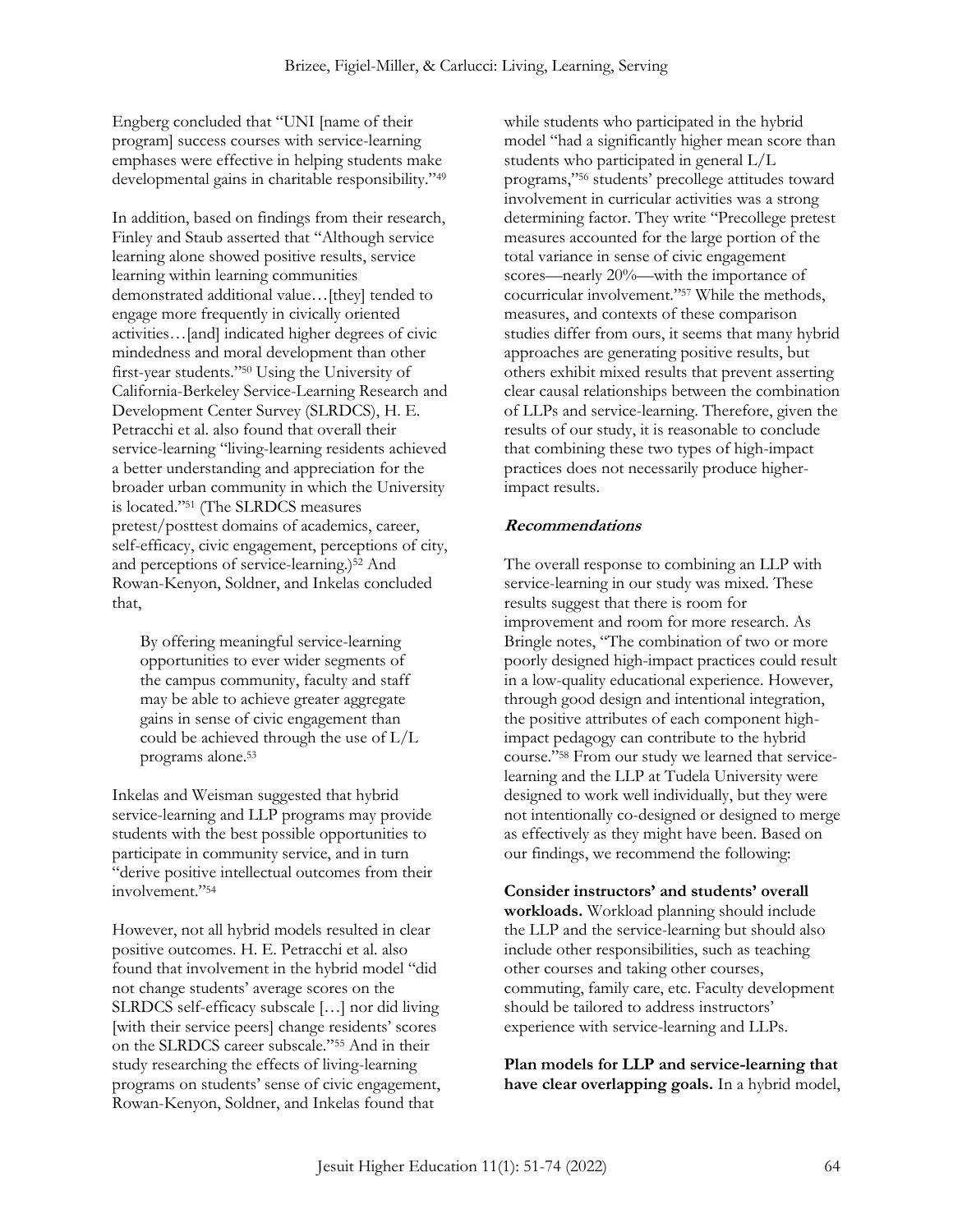Engberg concluded that "UNI [name of their program] success courses with service-learning emphases were effective in helping students make developmental gains in charitable responsibility."[49]

In addition, based on findings from their research, Finley and Staub asserted that "Although service learning alone showed positive results, service learning within learning communities demonstrated additional value…[they] tended to engage more frequently in civically oriented activities…[and] indicated higher degrees of civic mindedness and moral development than other first-year students."[50] Using the University of California-Berkeley Service-Learning Research and Development Center Survey (SLRDCS), H. E. Petracchi et al. also found that overall their service-learning "living-learning residents achieved a better understanding and appreciation for the broader urban community in which the University is located."[51] (The SLRDCS measures pretest/posttest domains of academics, career, self-efficacy, civic engagement, perceptions of city, and perceptions of service-learning.)[52] And Rowan-Kenyon, Soldner, and Inkelas concluded that,

> By offering meaningful service-learning opportunities to ever wider segments of the campus community, faculty and staff may be able to achieve greater aggregate gains in sense of civic engagement than could be achieved through the use of L/L programs alone.[53]

Inkelas and Weisman suggested that hybrid service-learning and LLP programs may provide students with the best possible opportunities to participate in community service, and in turn "derive positive intellectual outcomes from their involvement."[54]

However, not all hybrid models resulted in clear positive outcomes. H. E. Petracchi et al. also found that involvement in the hybrid model "did not change students' average scores on the SLRDCS self-efficacy subscale […] nor did living [with their service peers] change residents' scores on the SLRDCS career subscale."[55] And in their study researching the effects of living-learning programs on students' sense of civic engagement, Rowan-Kenyon, Soldner, and Inkelas found that while students who participated in the hybrid model "had a significantly higher mean score than students who participated in general L/L programs,"[56] students' precollege attitudes toward involvement in curricular activities was a strong determining factor. They write "Precollege pretest measures accounted for the large portion of the total variance in sense of civic engagement scores—nearly 20%—with the importance of cocurricular involvement."[57] While the methods, measures, and contexts of these comparison studies differ from ours, it seems that many hybrid approaches are generating positive results, but others exhibit mixed results that prevent asserting clear causal relationships between the combination of LLPs and service-learning. Therefore, given the results of our study, it is reasonable to conclude that combining these two types of high-impact practices does not necessarily produce higher-impact results.

### ***Recommendations***

The overall response to combining an LLP with service-learning in our study was mixed. These results suggest that there is room for improvement and room for more research. As Bringle notes, "The combination of two or more poorly designed high-impact practices could result in a low-quality educational experience. However, through good design and intentional integration, the positive attributes of each component high-impact pedagogy can contribute to the hybrid course."[58] From our study we learned that service-learning and the LLP at Tudela University were designed to work well individually, but they were not intentionally co-designed or designed to merge as effectively as they might have been. Based on our findings, we recommend the following:

**Consider instructors' and students' overall workloads.** Workload planning should include the LLP and the service-learning but should also include other responsibilities, such as teaching other courses and taking other courses, commuting, family care, etc. Faculty development should be tailored to address instructors' experience with service-learning and LLPs.

**Plan models for LLP and service-learning that have clear overlapping goals.** In a hybrid model,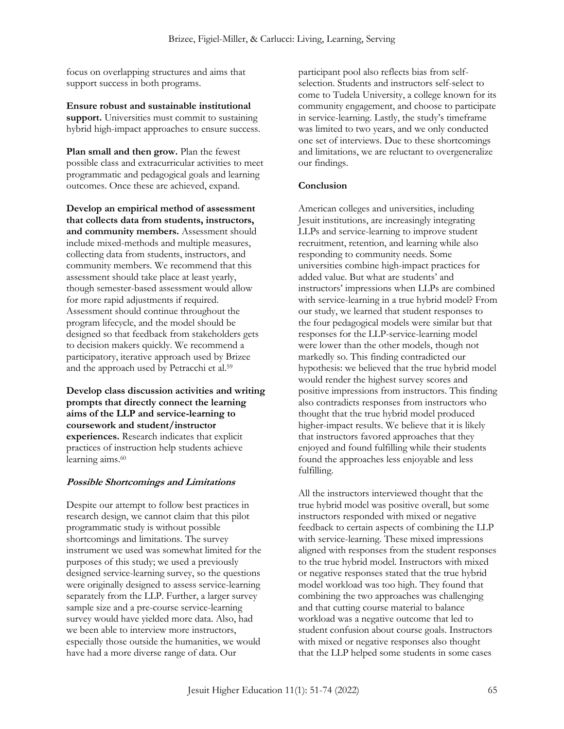focus on overlapping structures and aims that support success in both programs.

**Ensure robust and sustainable institutional support.** Universities must commit to sustaining hybrid high-impact approaches to ensure success.

**Plan small and then grow.** Plan the fewest possible class and extracurricular activities to meet programmatic and pedagogical goals and learning outcomes. Once these are achieved, expand.

**Develop an empirical method of assessment that collects data from students, instructors, and community members.** Assessment should include mixed-methods and multiple measures, collecting data from students, instructors, and community members. We recommend that this assessment should take place at least yearly, though semester-based assessment would allow for more rapid adjustments if required. Assessment should continue throughout the program lifecycle, and the model should be designed so that feedback from stakeholders gets to decision makers quickly. We recommend a participatory, iterative approach used by Brizee and the approach used by Petracchi et al.[59]

**Develop class discussion activities and writing prompts that directly connect the learning aims of the LLP and service-learning to coursework and student/instructor experiences.** Research indicates that explicit practices of instruction help students achieve learning aims.[60]

### *Possible Shortcomings and Limitations*

Despite our attempt to follow best practices in research design, we cannot claim that this pilot programmatic study is without possible shortcomings and limitations. The survey instrument we used was somewhat limited for the purposes of this study; we used a previously designed service-learning survey, so the questions were originally designed to assess service-learning separately from the LLP. Further, a larger survey sample size and a pre-course service-learning survey would have yielded more data. Also, had we been able to interview more instructors, especially those outside the humanities, we would have had a more diverse range of data. Our participant pool also reflects bias from self-selection. Students and instructors self-select to come to Tudela University, a college known for its community engagement, and choose to participate in service-learning. Lastly, the study's timeframe was limited to two years, and we only conducted one set of interviews. Due to these shortcomings and limitations, we are reluctant to overgeneralize our findings.

### Conclusion

American colleges and universities, including Jesuit institutions, are increasingly integrating LLPs and service-learning to improve student recruitment, retention, and learning while also responding to community needs. Some universities combine high-impact practices for added value. But what are students' and instructors' impressions when LLPs are combined with service-learning in a true hybrid model? From our study, we learned that student responses to the four pedagogical models were similar but that responses for the LLP-service-learning model were lower than the other models, though not markedly so. This finding contradicted our hypothesis: we believed that the true hybrid model would render the highest survey scores and positive impressions from instructors. This finding also contradicts responses from instructors who thought that the true hybrid model produced higher-impact results. We believe that it is likely that instructors favored approaches that they enjoyed and found fulfilling while their students found the approaches less enjoyable and less fulfilling.

All the instructors interviewed thought that the true hybrid model was positive overall, but some instructors responded with mixed or negative feedback to certain aspects of combining the LLP with service-learning. These mixed impressions aligned with responses from the student responses to the true hybrid model. Instructors with mixed or negative responses stated that the true hybrid model workload was too high. They found that combining the two approaches was challenging and that cutting course material to balance workload was a negative outcome that led to student confusion about course goals. Instructors with mixed or negative responses also thought that the LLP helped some students in some cases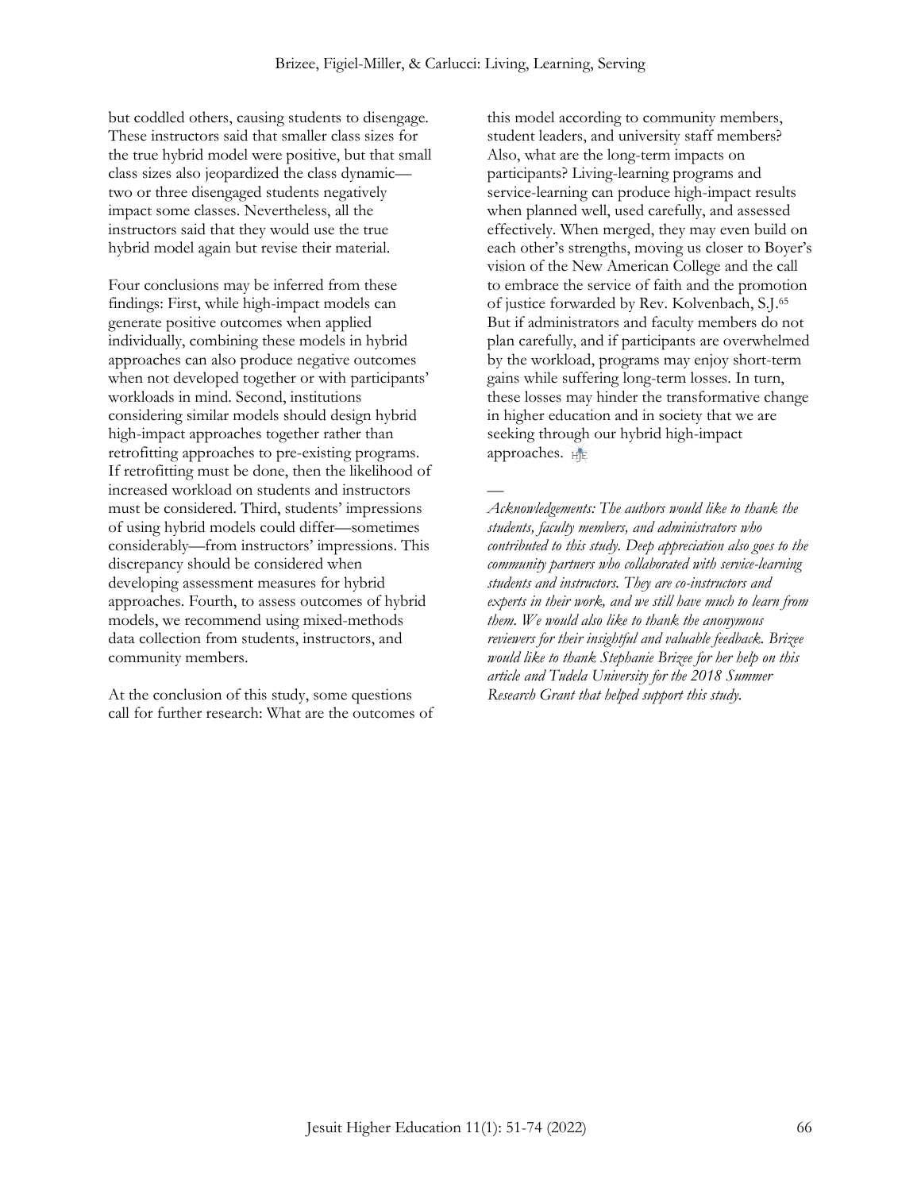but coddled others, causing students to disengage. These instructors said that smaller class sizes for the true hybrid model were positive, but that small class sizes also jeopardized the class dynamic—two or three disengaged students negatively impact some classes. Nevertheless, all the instructors said that they would use the true hybrid model again but revise their material.

Four conclusions may be inferred from these findings: First, while high-impact models can generate positive outcomes when applied individually, combining these models in hybrid approaches can also produce negative outcomes when not developed together or with participants' workloads in mind. Second, institutions considering similar models should design hybrid high-impact approaches together rather than retrofitting approaches to pre-existing programs. If retrofitting must be done, then the likelihood of increased workload on students and instructors must be considered. Third, students' impressions of using hybrid models could differ—sometimes considerably—from instructors' impressions. This discrepancy should be considered when developing assessment measures for hybrid approaches. Fourth, to assess outcomes of hybrid models, we recommend using mixed-methods data collection from students, instructors, and community members.

At the conclusion of this study, some questions call for further research: What are the outcomes of this model according to community members, student leaders, and university staff members? Also, what are the long-term impacts on participants? Living-learning programs and service-learning can produce high-impact results when planned well, used carefully, and assessed effectively. When merged, they may even build on each other's strengths, moving us closer to Boyer's vision of the New American College and the call to embrace the service of faith and the promotion of justice forwarded by Rev. Kolvenbach, S.J.[65] But if administrators and faculty members do not plan carefully, and if participants are overwhelmed by the workload, programs may enjoy short-term gains while suffering long-term losses. In turn, these losses may hinder the transformative change in higher education and in society that we are seeking through our hybrid high-impact approaches.

—

*Acknowledgements: The authors would like to thank the students, faculty members, and administrators who contributed to this study. Deep appreciation also goes to the community partners who collaborated with service-learning students and instructors. They are co-instructors and experts in their work, and we still have much to learn from them. We would also like to thank the anonymous reviewers for their insightful and valuable feedback. Brizee would like to thank Stephanie Brizee for her help on this article and Tudela University for the 2018 Summer Research Grant that helped support this study.*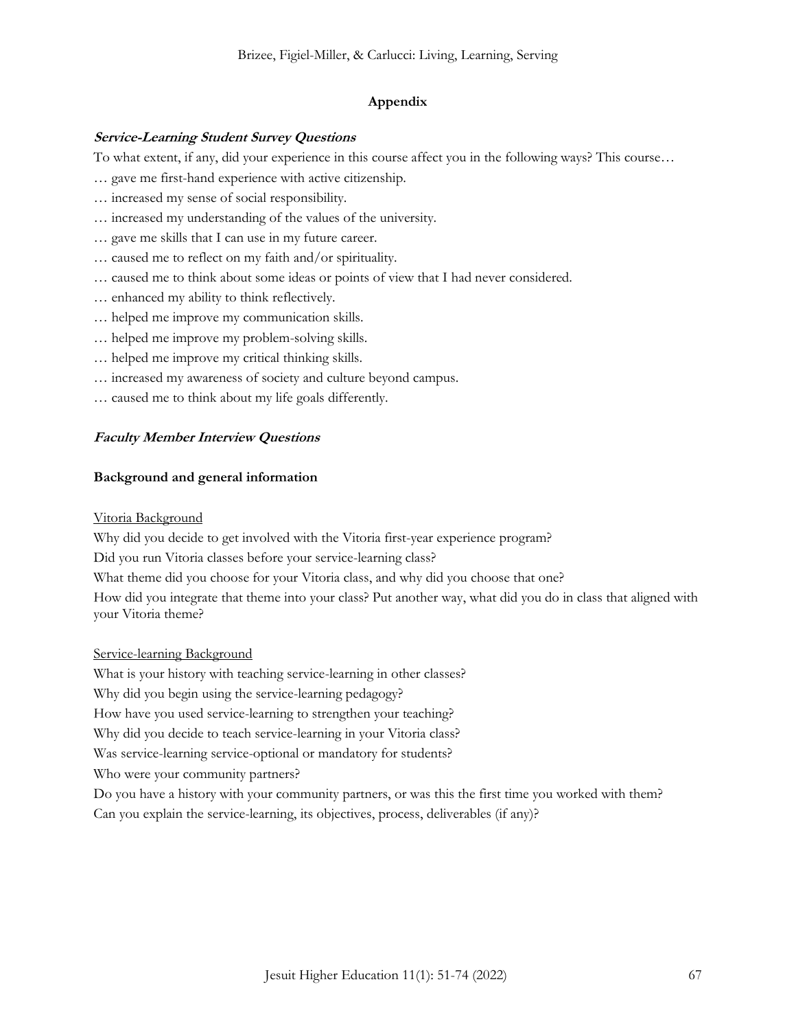## Appendix

***Service-Learning Student Survey Questions***

To what extent, if any, did your experience in this course affect you in the following ways? This course…

… gave me first-hand experience with active citizenship.

… increased my sense of social responsibility.

… increased my understanding of the values of the university.

… gave me skills that I can use in my future career.

… caused me to reflect on my faith and/or spirituality.

… caused me to think about some ideas or points of view that I had never considered.

… enhanced my ability to think reflectively.

… helped me improve my communication skills.

… helped me improve my problem-solving skills.

… helped me improve my critical thinking skills.

… increased my awareness of society and culture beyond campus.

… caused me to think about my life goals differently.

***Faculty Member Interview Questions***

**Background and general information**

Vitoria Background

Why did you decide to get involved with the Vitoria first-year experience program?

Did you run Vitoria classes before your service-learning class?

What theme did you choose for your Vitoria class, and why did you choose that one?

How did you integrate that theme into your class? Put another way, what did you do in class that aligned with your Vitoria theme?

Service-learning Background

What is your history with teaching service-learning in other classes?

Why did you begin using the service-learning pedagogy?

How have you used service-learning to strengthen your teaching?

Why did you decide to teach service-learning in your Vitoria class?

Was service-learning service-optional or mandatory for students?

Who were your community partners?

Do you have a history with your community partners, or was this the first time you worked with them?

Can you explain the service-learning, its objectives, process, deliverables (if any)?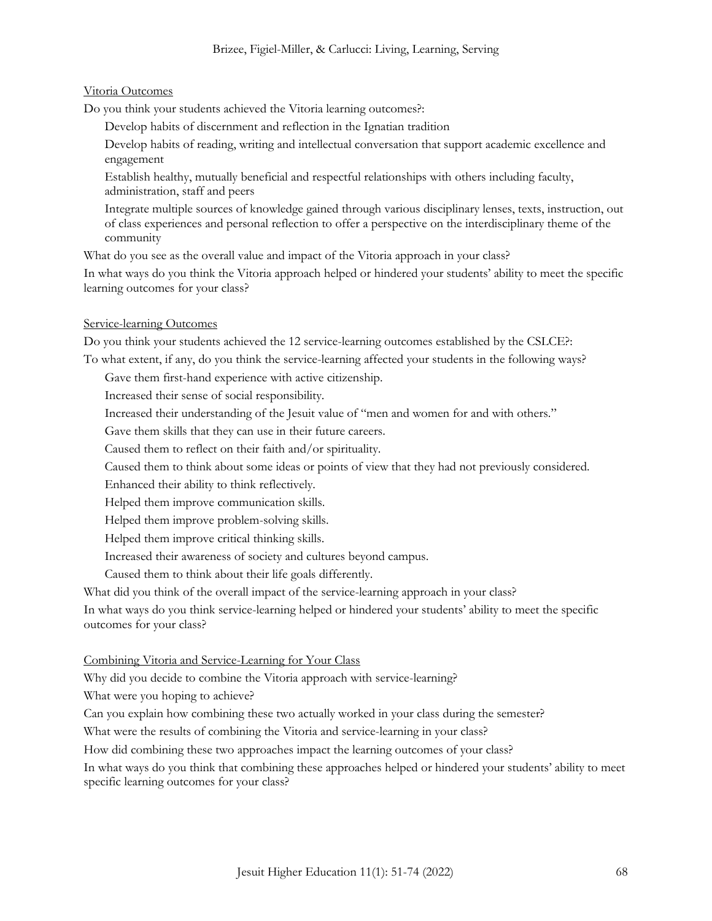Vitoria Outcomes

Do you think your students achieved the Vitoria learning outcomes?:

- Develop habits of discernment and reflection in the Ignatian tradition
- Develop habits of reading, writing and intellectual conversation that support academic excellence and engagement
- Establish healthy, mutually beneficial and respectful relationships with others including faculty, administration, staff and peers
- Integrate multiple sources of knowledge gained through various disciplinary lenses, texts, instruction, out of class experiences and personal reflection to offer a perspective on the interdisciplinary theme of the community

What do you see as the overall value and impact of the Vitoria approach in your class?

In what ways do you think the Vitoria approach helped or hindered your students' ability to meet the specific learning outcomes for your class?

Service-learning Outcomes

Do you think your students achieved the 12 service-learning outcomes established by the CSLCE?:

To what extent, if any, do you think the service-learning affected your students in the following ways?

- Gave them first-hand experience with active citizenship.
- Increased their sense of social responsibility.
- Increased their understanding of the Jesuit value of "men and women for and with others."
- Gave them skills that they can use in their future careers.
- Caused them to reflect on their faith and/or spirituality.
- Caused them to think about some ideas or points of view that they had not previously considered.
- Enhanced their ability to think reflectively.
- Helped them improve communication skills.
- Helped them improve problem-solving skills.
- Helped them improve critical thinking skills.
- Increased their awareness of society and cultures beyond campus.
- Caused them to think about their life goals differently.

What did you think of the overall impact of the service-learning approach in your class?

In what ways do you think service-learning helped or hindered your students' ability to meet the specific outcomes for your class?

Combining Vitoria and Service-Learning for Your Class

Why did you decide to combine the Vitoria approach with service-learning?

What were you hoping to achieve?

Can you explain how combining these two actually worked in your class during the semester?

What were the results of combining the Vitoria and service-learning in your class?

How did combining these two approaches impact the learning outcomes of your class?

In what ways do you think that combining these approaches helped or hindered your students' ability to meet specific learning outcomes for your class?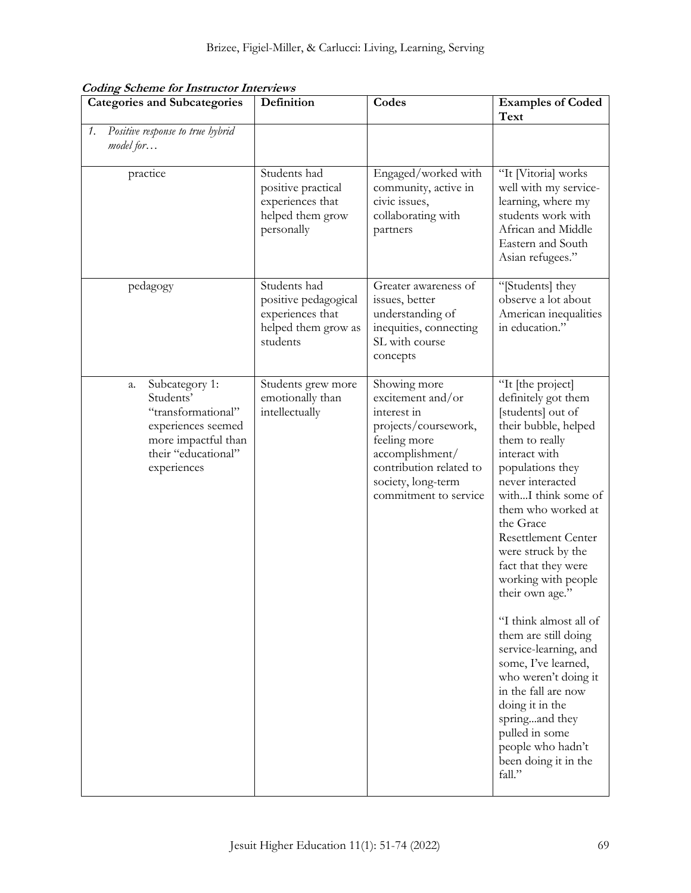***Coding Scheme for Instructor Interviews***

| Categories and Subcategories | Definition | Codes | Examples of Coded Text |
|---|---|---|---|
| 1. *Positive response to true hybrid model for…* | | | |
| practice | Students had positive practical experiences that helped them grow personally | Engaged/worked with community, active in civic issues, collaborating with partners | "It [Vitoria] works well with my service-learning, where my students work with African and Middle Eastern and South Asian refugees." |
| pedagogy | Students had positive pedagogical experiences that helped them grow as students | Greater awareness of issues, better understanding of inequities, connecting SL with course concepts | "[Students] they observe a lot about American inequalities in education." |
| a. Subcategory 1: Students' "transformational" experiences seemed more impactful than their "educational" experiences | Students grew more emotionally than intellectually | Showing more excitement and/or interest in projects/coursework, feeling more accomplishment/ contribution related to society, long-term commitment to service | "It [the project] definitely got them [students] out of their bubble, helped them to really interact with populations they never interacted with...I think some of them who worked at the Grace Resettlement Center were struck by the fact that they were working with people their own age." "I think almost all of them are still doing service-learning, and some, I've learned, who weren't doing it in the fall are now doing it in the spring...and they pulled in some people who hadn't been doing it in the fall." |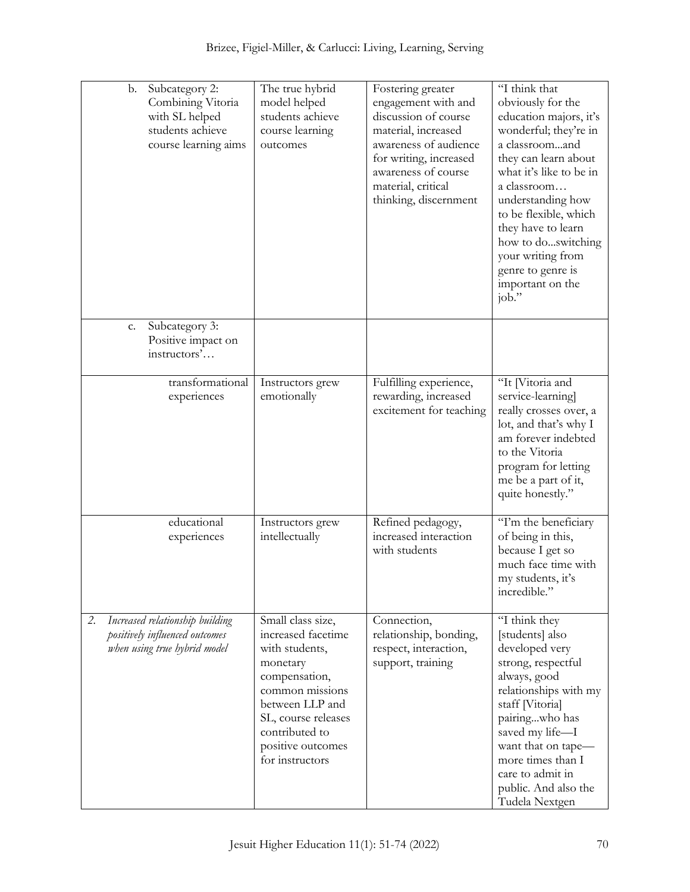| | | | |
|---|---|---|---|
| b. Subcategory 2: Combining Vitoria with SL helped students achieve course learning aims | The true hybrid model helped students achieve course learning outcomes | Fostering greater engagement with and discussion of course material, increased awareness of audience for writing, increased awareness of course material, critical thinking, discernment | "I think that obviously for the education majors, it's wonderful; they're in a classroom...and they can learn about what it's like to be in a classroom… understanding how to be flexible, which they have to learn how to do...switching your writing from genre to genre is important on the job." |
| c. Subcategory 3: Positive impact on instructors'… | | | |
| transformational experiences | Instructors grew emotionally | Fulfilling experience, rewarding, increased excitement for teaching | "It [Vitoria and service-learning] really crosses over, a lot, and that's why I am forever indebted to the Vitoria program for letting me be a part of it, quite honestly." |
| educational experiences | Instructors grew intellectually | Refined pedagogy, increased interaction with students | "I'm the beneficiary of being in this, because I get so much face time with my students, it's incredible." |
| 2. *Increased relationship building positively influenced outcomes when using true hybrid model* | Small class size, increased facetime with students, monetary compensation, common missions between LLP and SL, course releases contributed to positive outcomes for instructors | Connection, relationship, bonding, respect, interaction, support, training | "I think they [students] also developed very strong, respectful always, good relationships with my staff [Vitoria] pairing...who has saved my life—I want that on tape—more times than I care to admit in public. And also the Tudela Nextgen |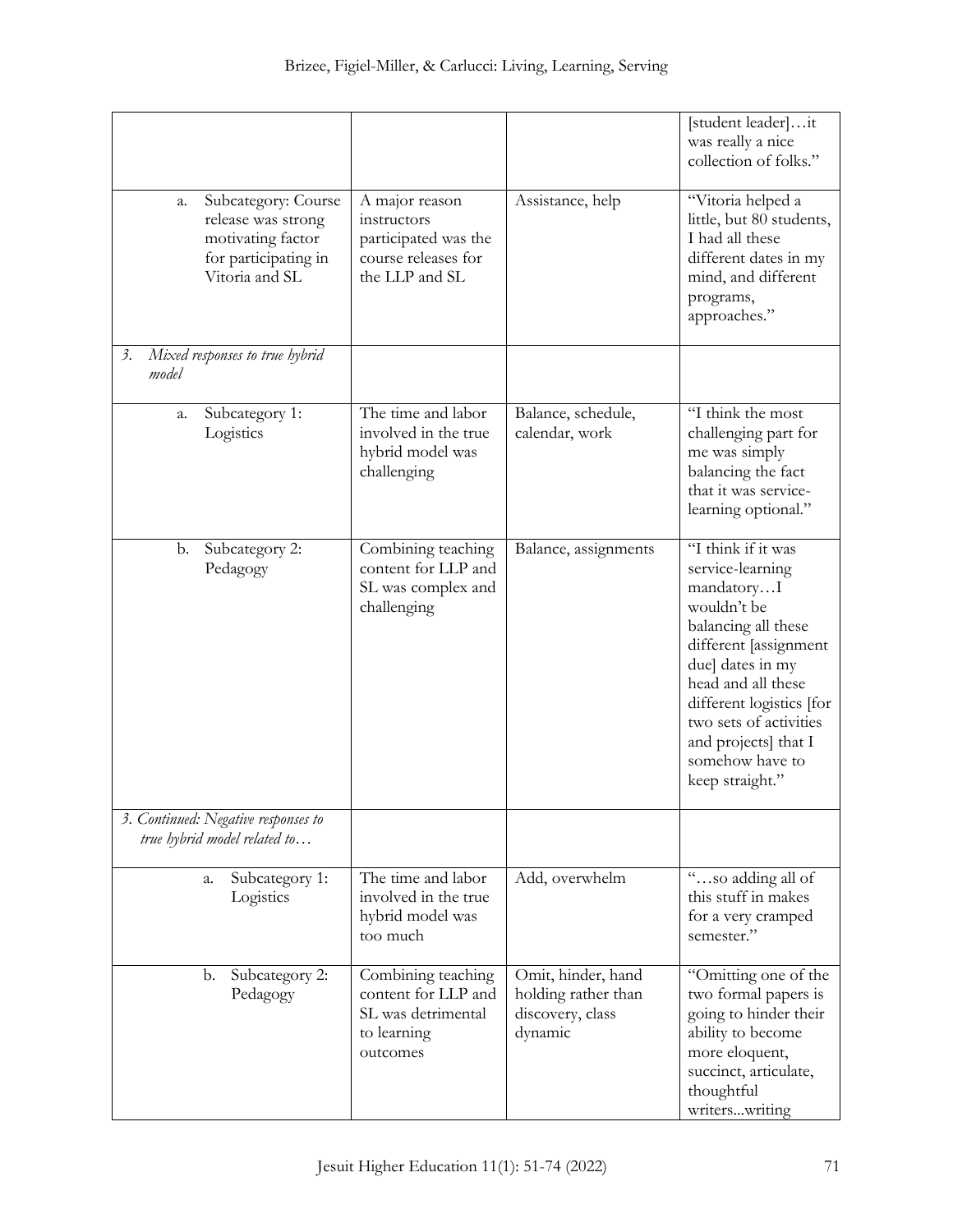| | | | |
|---|---|---|---|
| | | | [student leader]…it was really a nice collection of folks." |
| a. Subcategory: Course release was strong motivating factor for participating in Vitoria and SL | A major reason instructors participated was the course releases for the LLP and SL | Assistance, help | "Vitoria helped a little, but 80 students, I had all these different dates in my mind, and different programs, approaches." |
| *3. Mixed responses to true hybrid model* | | | |
| a. Subcategory 1: Logistics | The time and labor involved in the true hybrid model was challenging | Balance, schedule, calendar, work | "I think the most challenging part for me was simply balancing the fact that it was service-learning optional." |
| b. Subcategory 2: Pedagogy | Combining teaching content for LLP and SL was complex and challenging | Balance, assignments | "I think if it was service-learning mandatory…I wouldn't be balancing all these different [assignment due] dates in my head and all these different logistics [for two sets of activities and projects] that I somehow have to keep straight." |
| *3. Continued: Negative responses to true hybrid model related to…* | | | |
| a. Subcategory 1: Logistics | The time and labor involved in the true hybrid model was too much | Add, overwhelm | "…so adding all of this stuff in makes for a very cramped semester." |
| b. Subcategory 2: Pedagogy | Combining teaching content for LLP and SL was detrimental to learning outcomes | Omit, hinder, hand holding rather than discovery, class dynamic | "Omitting one of the two formal papers is going to hinder their ability to become more eloquent, succinct, articulate, thoughtful writers...writing |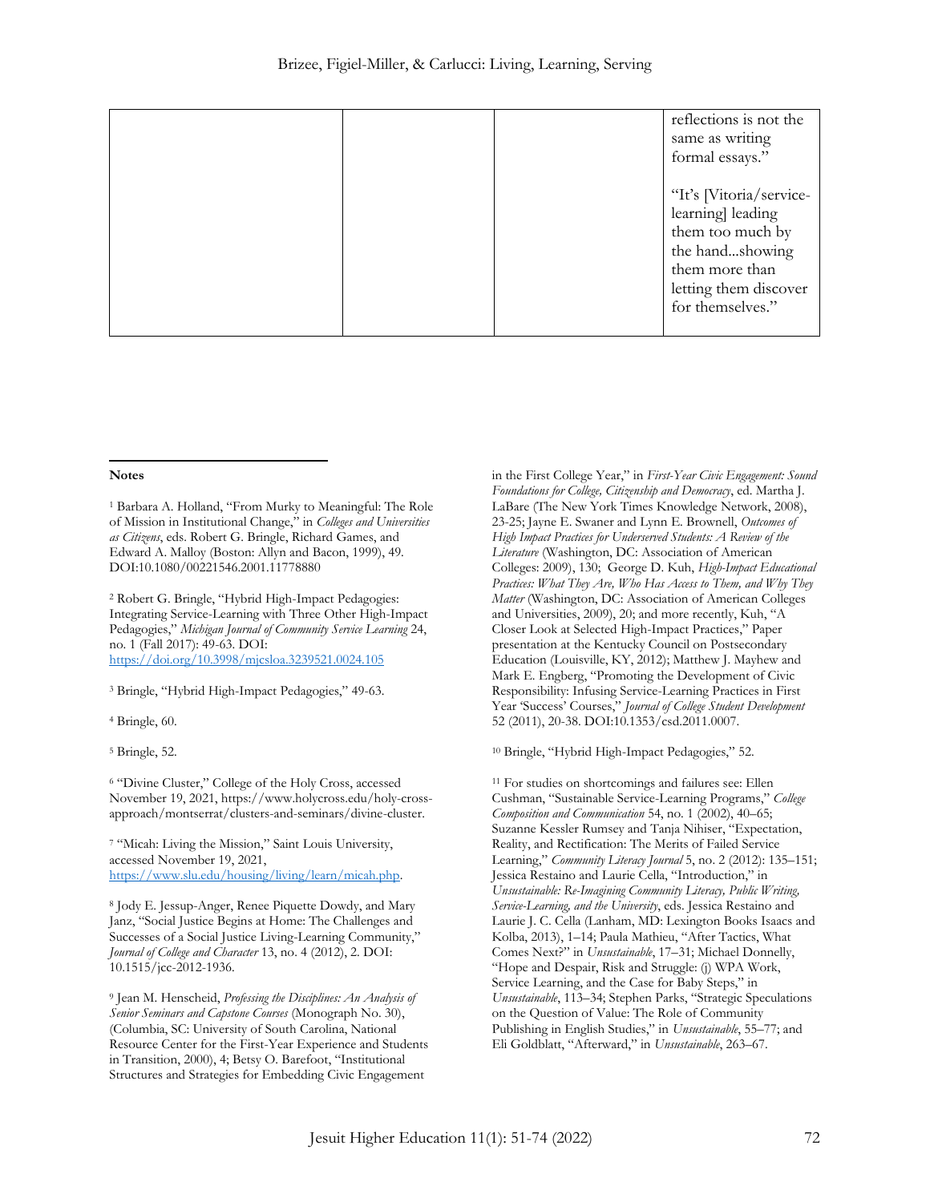| | | | reflections is not the same as writing formal essays."<br><br>"It's [Vitoria/service-learning] leading them too much by the hand...showing them more than letting them discover for themselves." |
|---|---|---|---|

**Notes**

[1] Barbara A. Holland, "From Murky to Meaningful: The Role of Mission in Institutional Change," in *Colleges and Universities as Citizens*, eds. Robert G. Bringle, Richard Games, and Edward A. Malloy (Boston: Allyn and Bacon, 1999), 49. DOI:10.1080/00221546.2001.11778880

[2] Robert G. Bringle, "Hybrid High-Impact Pedagogies: Integrating Service-Learning with Three Other High-Impact Pedagogies," *Michigan Journal of Community Service Learning* 24, no. 1 (Fall 2017): 49-63. DOI: https://doi.org/10.3998/mjcsloa.3239521.0024.105

[3] Bringle, "Hybrid High-Impact Pedagogies," 49-63.

[4] Bringle, 60.

[5] Bringle, 52.

[6] "Divine Cluster," College of the Holy Cross, accessed November 19, 2021, https://www.holycross.edu/holy-cross-approach/montserrat/clusters-and-seminars/divine-cluster.

[7] "Micah: Living the Mission," Saint Louis University, accessed November 19, 2021, https://www.slu.edu/housing/living/learn/micah.php.

[8] Jody E. Jessup-Anger, Renee Piquette Dowdy, and Mary Janz, "Social Justice Begins at Home: The Challenges and Successes of a Social Justice Living-Learning Community," *Journal of College and Character* 13, no. 4 (2012), 2. DOI: 10.1515/jcc-2012-1936.

[9] Jean M. Henscheid, *Professing the Disciplines: An Analysis of Senior Seminars and Capstone Courses* (Monograph No. 30), (Columbia, SC: University of South Carolina, National Resource Center for the First-Year Experience and Students in Transition, 2000), 4; Betsy O. Barefoot, "Institutional Structures and Strategies for Embedding Civic Engagement in the First College Year," in *First-Year Civic Engagement: Sound Foundations for College, Citizenship and Democracy*, ed. Martha J. LaBare (The New York Times Knowledge Network, 2008), 23-25; Jayne E. Swaner and Lynn E. Brownell, *Outcomes of High Impact Practices for Underserved Students: A Review of the Literature* (Washington, DC: Association of American Colleges: 2009), 130; George D. Kuh, *High-Impact Educational Practices: What They Are, Who Has Access to Them, and Why They Matter* (Washington, DC: Association of American Colleges and Universities, 2009), 20; and more recently, Kuh, "A Closer Look at Selected High-Impact Practices," Paper presentation at the Kentucky Council on Postsecondary Education (Louisville, KY, 2012); Matthew J. Mayhew and Mark E. Engberg, "Promoting the Development of Civic Responsibility: Infusing Service-Learning Practices in First Year 'Success' Courses," *Journal of College Student Development* 52 (2011), 20-38. DOI:10.1353/csd.2011.0007.

[10] Bringle, "Hybrid High-Impact Pedagogies," 52.

[11] For studies on shortcomings and failures see: Ellen Cushman, "Sustainable Service-Learning Programs," *College Composition and Communication* 54, no. 1 (2002), 40–65; Suzanne Kessler Rumsey and Tanja Nihiser, "Expectation, Reality, and Rectification: The Merits of Failed Service Learning," *Community Literacy Journal* 5, no. 2 (2012): 135–151; Jessica Restaino and Laurie Cella, "Introduction," in *Unsustainable: Re-Imagining Community Literacy, Public Writing, Service-Learning, and the University*, eds. Jessica Restaino and Laurie J. C. Cella (Lanham, MD: Lexington Books Isaacs and Kolba, 2013), 1–14; Paula Mathieu, "After Tactics, What Comes Next?" in *Unsustainable*, 17–31; Michael Donnelly, "Hope and Despair, Risk and Struggle: (j) WPA Work, Service Learning, and the Case for Baby Steps," in *Unsustainable*, 113–34; Stephen Parks, "Strategic Speculations on the Question of Value: The Role of Community Publishing in English Studies," in *Unsustainable*, 55–77; and Eli Goldblatt, "Afterward," in *Unsustainable*, 263–67.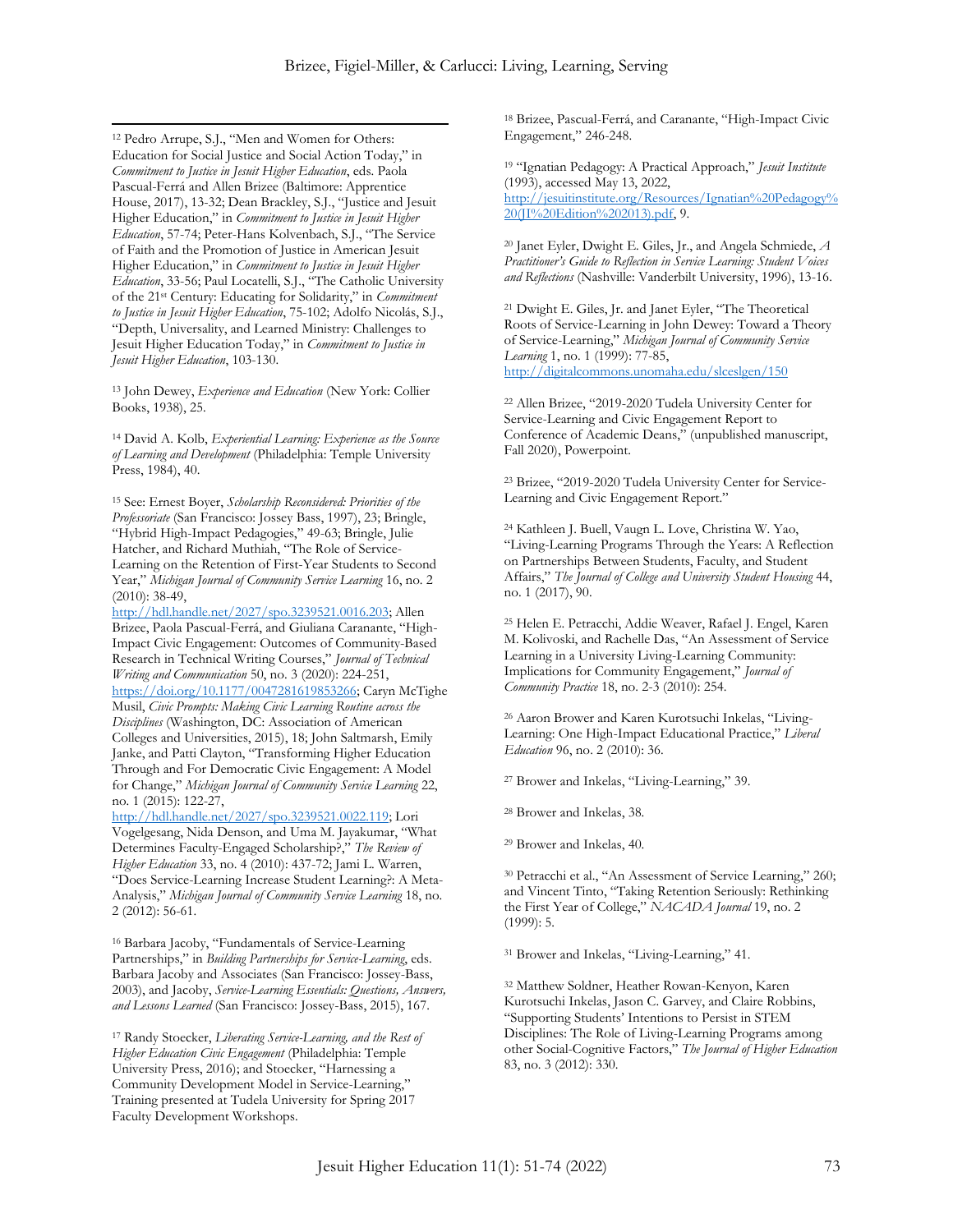[12] Pedro Arrupe, S.J., "Men and Women for Others: Education for Social Justice and Social Action Today," in *Commitment to Justice in Jesuit Higher Education*, eds. Paola Pascual-Ferrá and Allen Brizee (Baltimore: Apprentice House, 2017), 13-32; Dean Brackley, S.J., "Justice and Jesuit Higher Education," in *Commitment to Justice in Jesuit Higher Education*, 57-74; Peter-Hans Kolvenbach, S.J., "The Service of Faith and the Promotion of Justice in American Jesuit Higher Education," in *Commitment to Justice in Jesuit Higher Education*, 33-56; Paul Locatelli, S.J., "The Catholic University of the 21st Century: Educating for Solidarity," in *Commitment to Justice in Jesuit Higher Education*, 75-102; Adolfo Nicolás, S.J., "Depth, Universality, and Learned Ministry: Challenges to Jesuit Higher Education Today," in *Commitment to Justice in Jesuit Higher Education*, 103-130.

[13] John Dewey, *Experience and Education* (New York: Collier Books, 1938), 25.

[14] David A. Kolb, *Experiential Learning: Experience as the Source of Learning and Development* (Philadelphia: Temple University Press, 1984), 40.

[15] See: Ernest Boyer, *Scholarship Reconsidered: Priorities of the Professoriate* (San Francisco: Jossey Bass, 1997), 23; Bringle, "Hybrid High-Impact Pedagogies," 49-63; Bringle, Julie Hatcher, and Richard Muthiah, "The Role of Service-Learning on the Retention of First-Year Students to Second Year," *Michigan Journal of Community Service Learning* 16, no. 2 (2010): 38-49, http://hdl.handle.net/2027/spo.3239521.0016.203; Allen Brizee, Paola Pascual-Ferrá, and Giuliana Caranante, "High-Impact Civic Engagement: Outcomes of Community-Based Research in Technical Writing Courses," *Journal of Technical Writing and Communication* 50, no. 3 (2020): 224-251, https://doi.org/10.1177/0047281619853266; Caryn McTighe Musil, *Civic Prompts: Making Civic Learning Routine across the Disciplines* (Washington, DC: Association of American Colleges and Universities, 2015), 18; John Saltmarsh, Emily Janke, and Patti Clayton, "Transforming Higher Education Through and For Democratic Civic Engagement: A Model for Change," *Michigan Journal of Community Service Learning* 22, no. 1 (2015): 122-27, http://hdl.handle.net/2027/spo.3239521.0022.119; Lori Vogelgesang, Nida Denson, and Uma M. Jayakumar, "What Determines Faculty-Engaged Scholarship?," *The Review of Higher Education* 33, no. 4 (2010): 437-72; Jami L. Warren, "Does Service-Learning Increase Student Learning?: A Meta-Analysis," *Michigan Journal of Community Service Learning* 18, no. 2 (2012): 56-61.

[16] Barbara Jacoby, "Fundamentals of Service-Learning Partnerships," in *Building Partnerships for Service-Learning*, eds. Barbara Jacoby and Associates (San Francisco: Jossey-Bass, 2003), and Jacoby, *Service-Learning Essentials: Questions, Answers, and Lessons Learned* (San Francisco: Jossey-Bass, 2015), 167.

[17] Randy Stoecker, *Liberating Service-Learning, and the Rest of Higher Education Civic Engagement* (Philadelphia: Temple University Press, 2016); and Stoecker, "Harnessing a Community Development Model in Service-Learning," Training presented at Tudela University for Spring 2017 Faculty Development Workshops.

[18] Brizee, Pascual-Ferrá, and Caranante, "High-Impact Civic Engagement," 246-248.

[19] "Ignatian Pedagogy: A Practical Approach," *Jesuit Institute* (1993), accessed May 13, 2022, http://jesuitinstitute.org/Resources/Ignatian%20Pedagogy%20(JI%20Edition%202013).pdf, 9.

[20] Janet Eyler, Dwight E. Giles, Jr., and Angela Schmiede, *A Practitioner's Guide to Reflection in Service Learning: Student Voices and Reflections* (Nashville: Vanderbilt University, 1996), 13-16.

[21] Dwight E. Giles, Jr. and Janet Eyler, "The Theoretical Roots of Service-Learning in John Dewey: Toward a Theory of Service-Learning," *Michigan Journal of Community Service Learning* 1, no. 1 (1999): 77-85, http://digitalcommons.unomaha.edu/slceslgen/150

[22] Allen Brizee, "2019-2020 Tudela University Center for Service-Learning and Civic Engagement Report to Conference of Academic Deans," (unpublished manuscript, Fall 2020), Powerpoint.

[23] Brizee, "2019-2020 Tudela University Center for Service-Learning and Civic Engagement Report."

[24] Kathleen J. Buell, Vaugn L. Love, Christina W. Yao, "Living-Learning Programs Through the Years: A Reflection on Partnerships Between Students, Faculty, and Student Affairs," *The Journal of College and University Student Housing* 44, no. 1 (2017), 90.

[25] Helen E. Petracchi, Addie Weaver, Rafael J. Engel, Karen M. Kolivoski, and Rachelle Das, "An Assessment of Service Learning in a University Living-Learning Community: Implications for Community Engagement," *Journal of Community Practice* 18, no. 2-3 (2010): 254.

[26] Aaron Brower and Karen Kurotsuchi Inkelas, "Living-Learning: One High-Impact Educational Practice," *Liberal Education* 96, no. 2 (2010): 36.

[27] Brower and Inkelas, "Living-Learning," 39.

[28] Brower and Inkelas, 38.

[29] Brower and Inkelas, 40.

[30] Petracchi et al., "An Assessment of Service Learning," 260; and Vincent Tinto, "Taking Retention Seriously: Rethinking the First Year of College," *NACADA Journal* 19, no. 2 (1999): 5.

[31] Brower and Inkelas, "Living-Learning," 41.

[32] Matthew Soldner, Heather Rowan-Kenyon, Karen Kurotsuchi Inkelas, Jason C. Garvey, and Claire Robbins, "Supporting Students' Intentions to Persist in STEM Disciplines: The Role of Living-Learning Programs among other Social-Cognitive Factors," *The Journal of Higher Education* 83, no. 3 (2012): 330.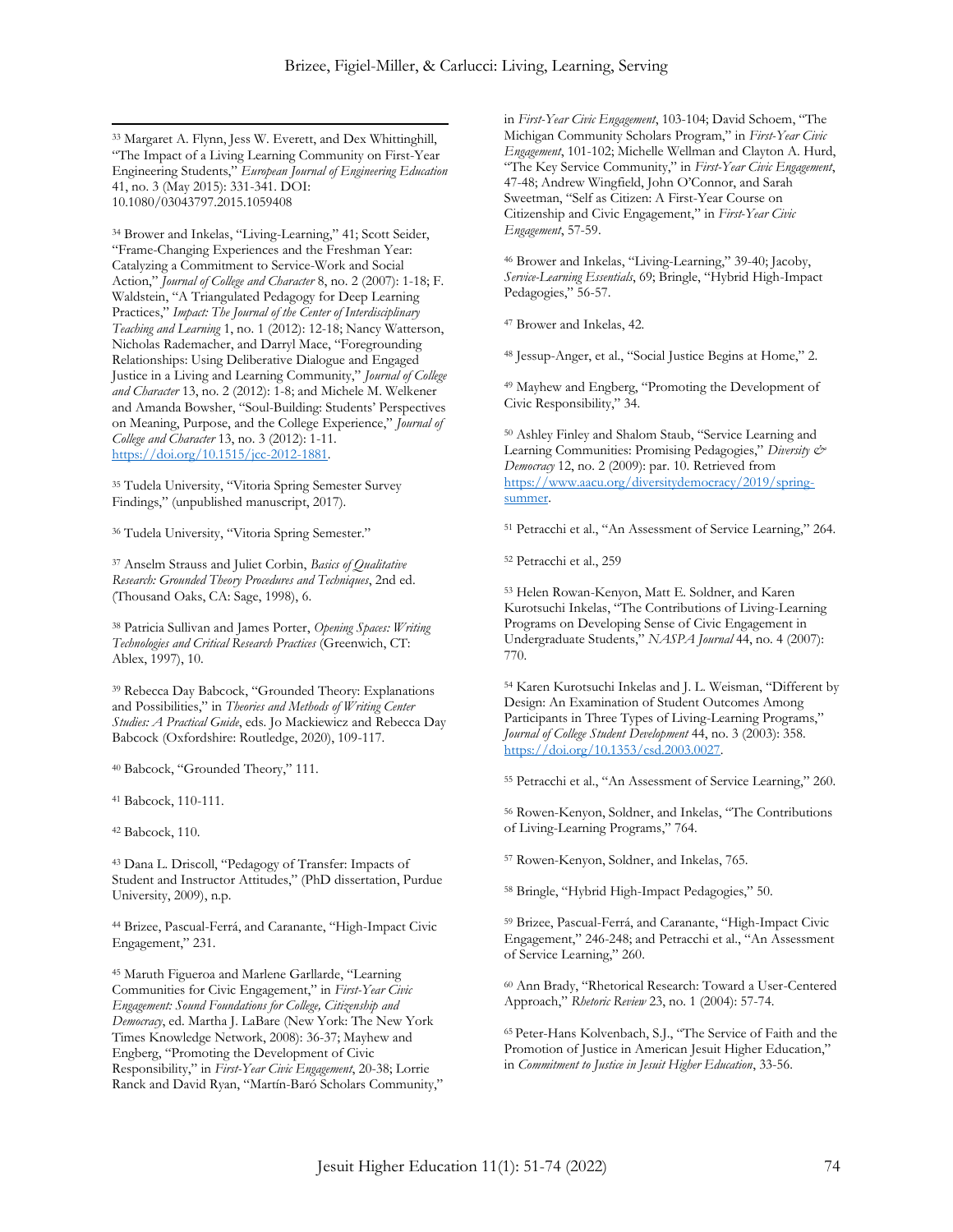[33] Margaret A. Flynn, Jess W. Everett, and Dex Whittinghill, "The Impact of a Living Learning Community on First-Year Engineering Students," *European Journal of Engineering Education* 41, no. 3 (May 2015): 331-341. DOI: 10.1080/03043797.2015.1059408

[34] Brower and Inkelas, "Living-Learning," 41; Scott Seider, "Frame-Changing Experiences and the Freshman Year: Catalyzing a Commitment to Service-Work and Social Action," *Journal of College and Character* 8, no. 2 (2007): 1-18; F. Waldstein, "A Triangulated Pedagogy for Deep Learning Practices," *Impact: The Journal of the Center of Interdisciplinary Teaching and Learning* 1, no. 1 (2012): 12-18; Nancy Watterson, Nicholas Rademacher, and Darryl Mace, "Foregrounding Relationships: Using Deliberative Dialogue and Engaged Justice in a Living and Learning Community," *Journal of College and Character* 13, no. 2 (2012): 1-8; and Michele M. Welkener and Amanda Bowsher, "Soul-Building: Students' Perspectives on Meaning, Purpose, and the College Experience," *Journal of College and Character* 13, no. 3 (2012): 1-11. https://doi.org/10.1515/jcc-2012-1881.

[35] Tudela University, "Vitoria Spring Semester Survey Findings," (unpublished manuscript, 2017).

[36] Tudela University, "Vitoria Spring Semester."

[37] Anselm Strauss and Juliet Corbin, *Basics of Qualitative Research: Grounded Theory Procedures and Techniques*, 2nd ed. (Thousand Oaks, CA: Sage, 1998), 6.

[38] Patricia Sullivan and James Porter, *Opening Spaces: Writing Technologies and Critical Research Practices* (Greenwich, CT: Ablex, 1997), 10.

[39] Rebecca Day Babcock, "Grounded Theory: Explanations and Possibilities," in *Theories and Methods of Writing Center Studies: A Practical Guide*, eds. Jo Mackiewicz and Rebecca Day Babcock (Oxfordshire: Routledge, 2020), 109-117.

[40] Babcock, "Grounded Theory," 111.

[41] Babcock, 110-111.

[42] Babcock, 110.

[43] Dana L. Driscoll, "Pedagogy of Transfer: Impacts of Student and Instructor Attitudes," (PhD dissertation, Purdue University, 2009), n.p.

[44] Brizee, Pascual-Ferrá, and Caranante, "High-Impact Civic Engagement," 231.

[45] Maruth Figueroa and Marlene Garllarde, "Learning Communities for Civic Engagement," in *First-Year Civic Engagement: Sound Foundations for College, Citizenship and Democracy*, ed. Martha J. LaBare (New York: The New York Times Knowledge Network, 2008): 36-37; Mayhew and Engberg, "Promoting the Development of Civic Responsibility," in *First-Year Civic Engagement*, 20-38; Lorrie Ranck and David Ryan, "Martín-Baró Scholars Community," in *First-Year Civic Engagement*, 103-104; David Schoem, "The Michigan Community Scholars Program," in *First-Year Civic Engagement*, 101-102; Michelle Wellman and Clayton A. Hurd, "The Key Service Community," in *First-Year Civic Engagement*, 47-48; Andrew Wingfield, John O'Connor, and Sarah Sweetman, "Self as Citizen: A First-Year Course on Citizenship and Civic Engagement," in *First-Year Civic Engagement*, 57-59.

[46] Brower and Inkelas, "Living-Learning," 39-40; Jacoby, *Service-Learning Essentials*, 69; Bringle, "Hybrid High-Impact Pedagogies," 56-57.

[47] Brower and Inkelas, 42.

[48] Jessup-Anger, et al., "Social Justice Begins at Home," 2.

[49] Mayhew and Engberg, "Promoting the Development of Civic Responsibility," 34.

[50] Ashley Finley and Shalom Staub, "Service Learning and Learning Communities: Promising Pedagogies," *Diversity & Democracy* 12, no. 2 (2009): par. 10. Retrieved from https://www.aacu.org/diversitydemocracy/2019/spring-summer.

[51] Petracchi et al., "An Assessment of Service Learning," 264.

[52] Petracchi et al., 259

[53] Helen Rowan-Kenyon, Matt E. Soldner, and Karen Kurotsuchi Inkelas, "The Contributions of Living-Learning Programs on Developing Sense of Civic Engagement in Undergraduate Students," *NASPA Journal* 44, no. 4 (2007): 770.

[54] Karen Kurotsuchi Inkelas and J. L. Weisman, "Different by Design: An Examination of Student Outcomes Among Participants in Three Types of Living-Learning Programs," *Journal of College Student Development* 44, no. 3 (2003): 358. https://doi.org/10.1353/csd.2003.0027.

[55] Petracchi et al., "An Assessment of Service Learning," 260.

[56] Rowen-Kenyon, Soldner, and Inkelas, "The Contributions of Living-Learning Programs," 764.

[57] Rowen-Kenyon, Soldner, and Inkelas, 765.

[58] Bringle, "Hybrid High-Impact Pedagogies," 50.

[59] Brizee, Pascual-Ferrá, and Caranante, "High-Impact Civic Engagement," 246-248; and Petracchi et al., "An Assessment of Service Learning," 260.

[60] Ann Brady, "Rhetorical Research: Toward a User-Centered Approach," *Rhetoric Review* 23, no. 1 (2004): 57-74.

[65] Peter-Hans Kolvenbach, S.J., "The Service of Faith and the Promotion of Justice in American Jesuit Higher Education," in *Commitment to Justice in Jesuit Higher Education*, 33-56.